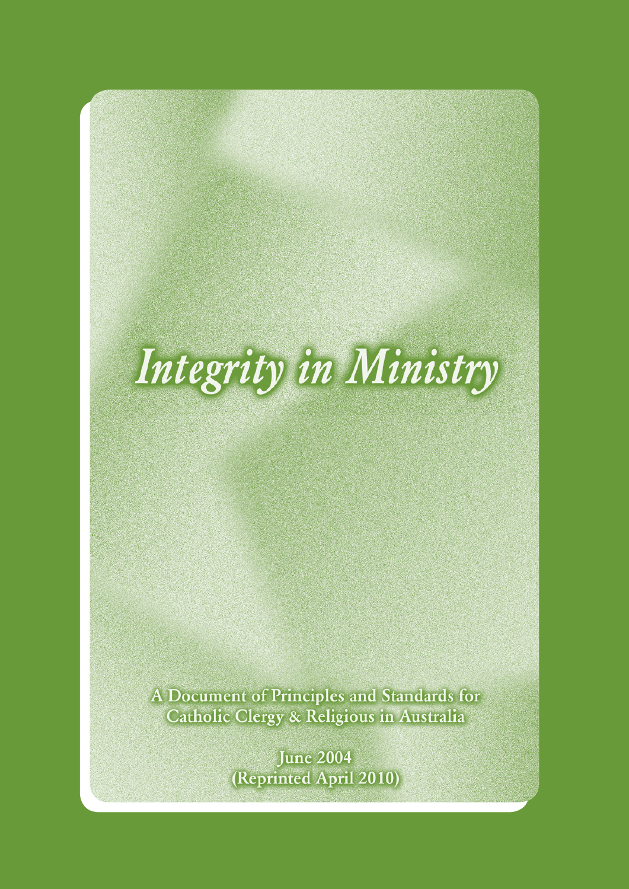# *Integrity in Ministry*

**A Document of Principles and Standards for Catholic Clergy & Religious in Australia**

**June 2004**
**(Reprinted April 2010)**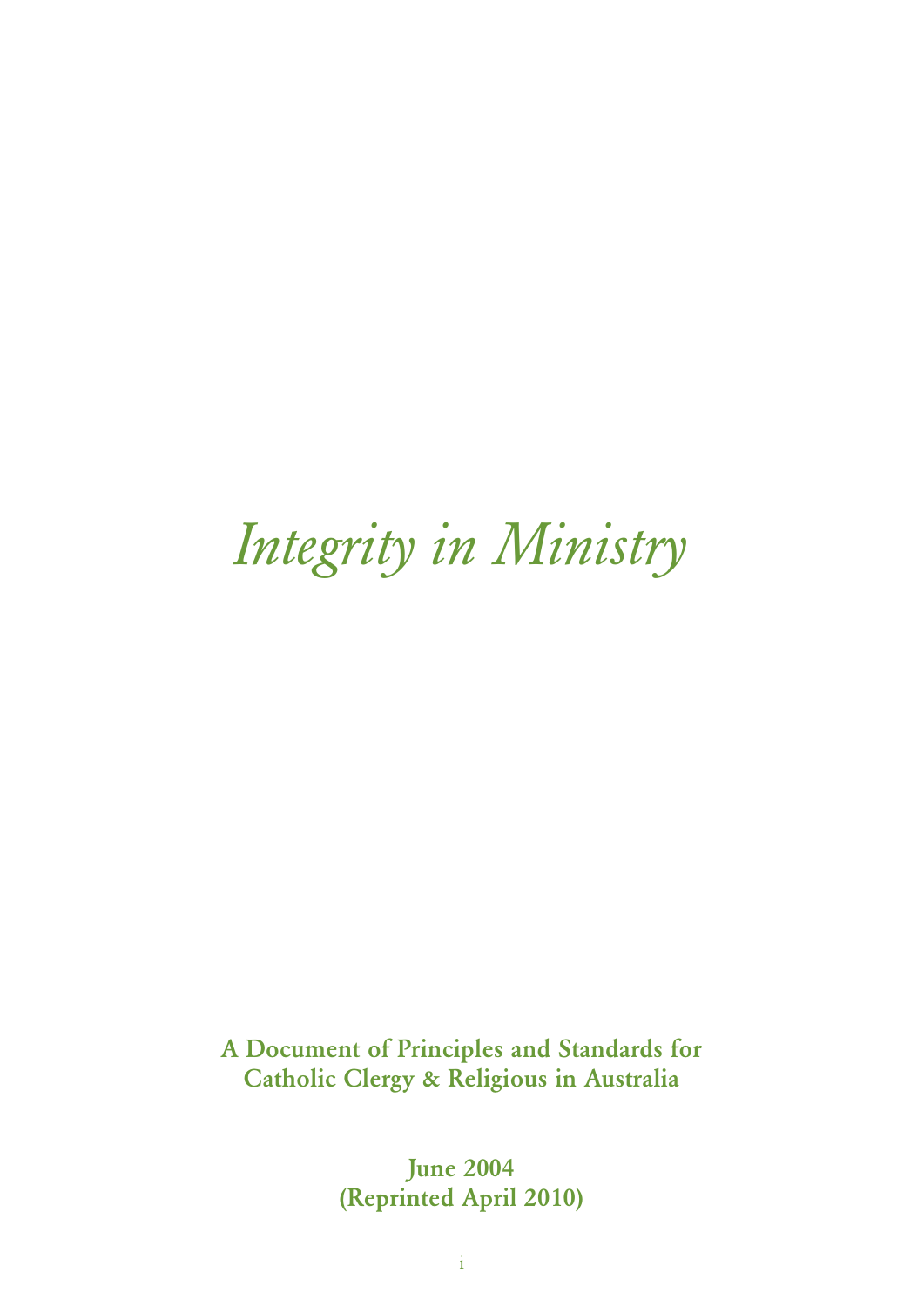# *Integrity in Ministry*

**A Document of Principles and Standards for Catholic Clergy & Religious in Australia**

**June 2004**
**(Reprinted April 2010)**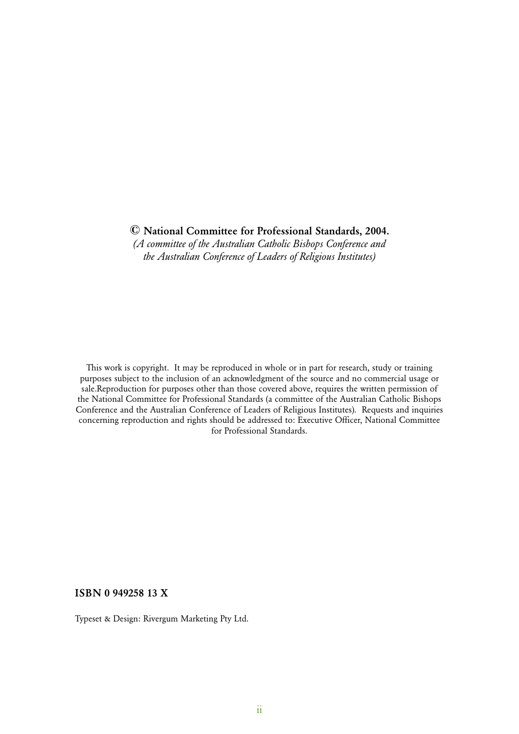**© National Committee for Professional Standards, 2004.**
*(A committee of the Australian Catholic Bishops Conference and the Australian Conference of Leaders of Religious Institutes)*

This work is copyright. It may be reproduced in whole or in part for research, study or training purposes subject to the inclusion of an acknowledgment of the source and no commercial usage or sale.Reproduction for purposes other than those covered above, requires the written permission of the National Committee for Professional Standards (a committee of the Australian Catholic Bishops Conference and the Australian Conference of Leaders of Religious Institutes). Requests and inquiries concerning reproduction and rights should be addressed to: Executive Officer, National Committee for Professional Standards.

**ISBN 0 949258 13 X**

Typeset & Design: Rivergum Marketing Pty Ltd.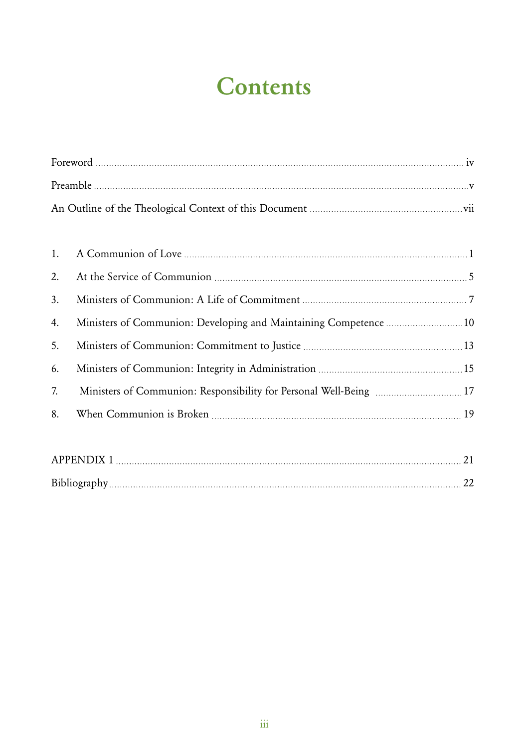# Contents

Foreword ........ iv

Preamble ........ v

An Outline of the Theological Context of this Document ........ vii

1. A Communion of Love ........ 1
2. At the Service of Communion ........ 5
3. Ministers of Communion: A Life of Commitment ........ 7
4. Ministers of Communion: Developing and Maintaining Competence ........ 10
5. Ministers of Communion: Commitment to Justice ........ 13
6. Ministers of Communion: Integrity in Administration ........ 15
7. Ministers of Communion: Responsibility for Personal Well-Being ........ 17
8. When Communion is Broken ........ 19

APPENDIX 1 ........ 21

Bibliography ........ 22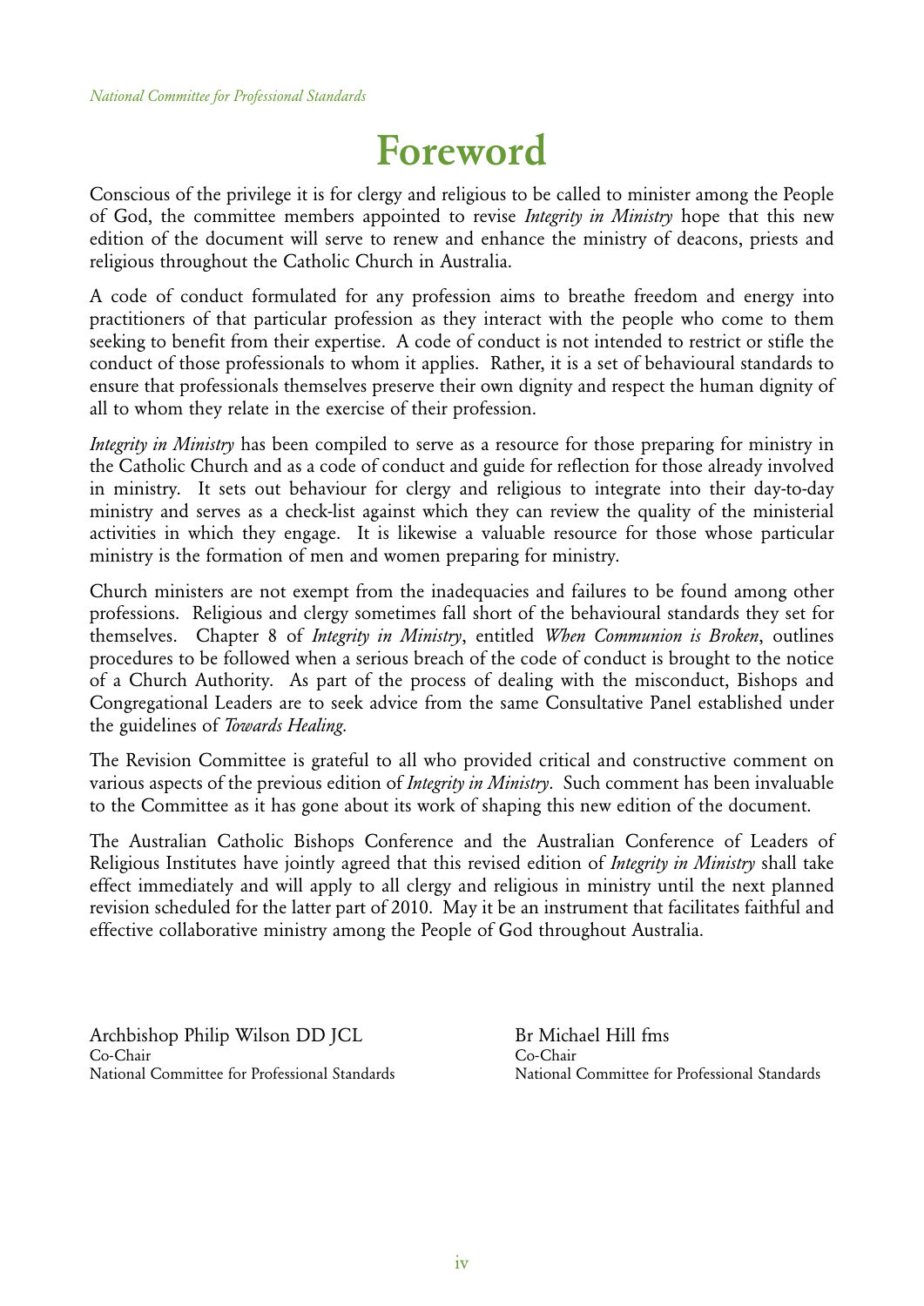# Foreword

Conscious of the privilege it is for clergy and religious to be called to minister among the People of God, the committee members appointed to revise *Integrity in Ministry* hope that this new edition of the document will serve to renew and enhance the ministry of deacons, priests and religious throughout the Catholic Church in Australia.

A code of conduct formulated for any profession aims to breathe freedom and energy into practitioners of that particular profession as they interact with the people who come to them seeking to benefit from their expertise. A code of conduct is not intended to restrict or stifle the conduct of those professionals to whom it applies. Rather, it is a set of behavioural standards to ensure that professionals themselves preserve their own dignity and respect the human dignity of all to whom they relate in the exercise of their profession.

*Integrity in Ministry* has been compiled to serve as a resource for those preparing for ministry in the Catholic Church and as a code of conduct and guide for reflection for those already involved in ministry. It sets out behaviour for clergy and religious to integrate into their day-to-day ministry and serves as a check-list against which they can review the quality of the ministerial activities in which they engage. It is likewise a valuable resource for those whose particular ministry is the formation of men and women preparing for ministry.

Church ministers are not exempt from the inadequacies and failures to be found among other professions. Religious and clergy sometimes fall short of the behavioural standards they set for themselves. Chapter 8 of *Integrity in Ministry*, entitled *When Communion is Broken*, outlines procedures to be followed when a serious breach of the code of conduct is brought to the notice of a Church Authority. As part of the process of dealing with the misconduct, Bishops and Congregational Leaders are to seek advice from the same Consultative Panel established under the guidelines of *Towards Healing*.

The Revision Committee is grateful to all who provided critical and constructive comment on various aspects of the previous edition of *Integrity in Ministry*. Such comment has been invaluable to the Committee as it has gone about its work of shaping this new edition of the document.

The Australian Catholic Bishops Conference and the Australian Conference of Leaders of Religious Institutes have jointly agreed that this revised edition of *Integrity in Ministry* shall take effect immediately and will apply to all clergy and religious in ministry until the next planned revision scheduled for the latter part of 2010. May it be an instrument that facilitates faithful and effective collaborative ministry among the People of God throughout Australia.

Archbishop Philip Wilson DD JCL
Co-Chair
National Committee for Professional Standards

Br Michael Hill fms
Co-Chair
National Committee for Professional Standards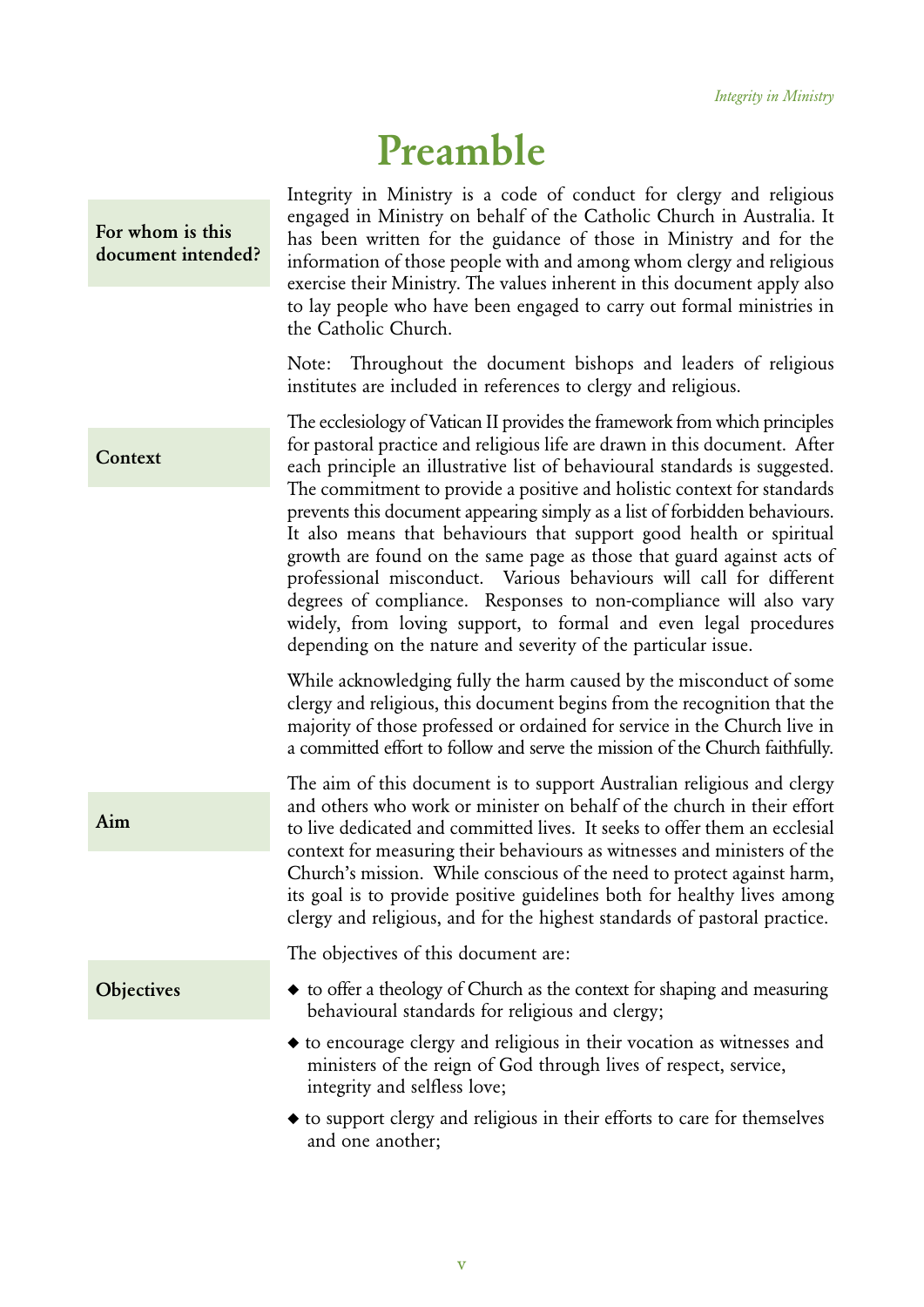# Preamble

**For whom is this document intended?**

Integrity in Ministry is a code of conduct for clergy and religious engaged in Ministry on behalf of the Catholic Church in Australia. It has been written for the guidance of those in Ministry and for the information of those people with and among whom clergy and religious exercise their Ministry. The values inherent in this document apply also to lay people who have been engaged to carry out formal ministries in the Catholic Church.

Note: Throughout the document bishops and leaders of religious institutes are included in references to clergy and religious.

**Context**

The ecclesiology of Vatican II provides the framework from which principles for pastoral practice and religious life are drawn in this document. After each principle an illustrative list of behavioural standards is suggested. The commitment to provide a positive and holistic context for standards prevents this document appearing simply as a list of forbidden behaviours. It also means that behaviours that support good health or spiritual growth are found on the same page as those that guard against acts of professional misconduct. Various behaviours will call for different degrees of compliance. Responses to non-compliance will also vary widely, from loving support, to formal and even legal procedures depending on the nature and severity of the particular issue.

While acknowledging fully the harm caused by the misconduct of some clergy and religious, this document begins from the recognition that the majority of those professed or ordained for service in the Church live in a committed effort to follow and serve the mission of the Church faithfully.

**Aim**

The aim of this document is to support Australian religious and clergy and others who work or minister on behalf of the church in their effort to live dedicated and committed lives. It seeks to offer them an ecclesial context for measuring their behaviours as witnesses and ministers of the Church's mission. While conscious of the need to protect against harm, its goal is to provide positive guidelines both for healthy lives among clergy and religious, and for the highest standards of pastoral practice.

**Objectives**

The objectives of this document are:

- to offer a theology of Church as the context for shaping and measuring behavioural standards for religious and clergy;
- to encourage clergy and religious in their vocation as witnesses and ministers of the reign of God through lives of respect, service, integrity and selfless love;
- to support clergy and religious in their efforts to care for themselves and one another;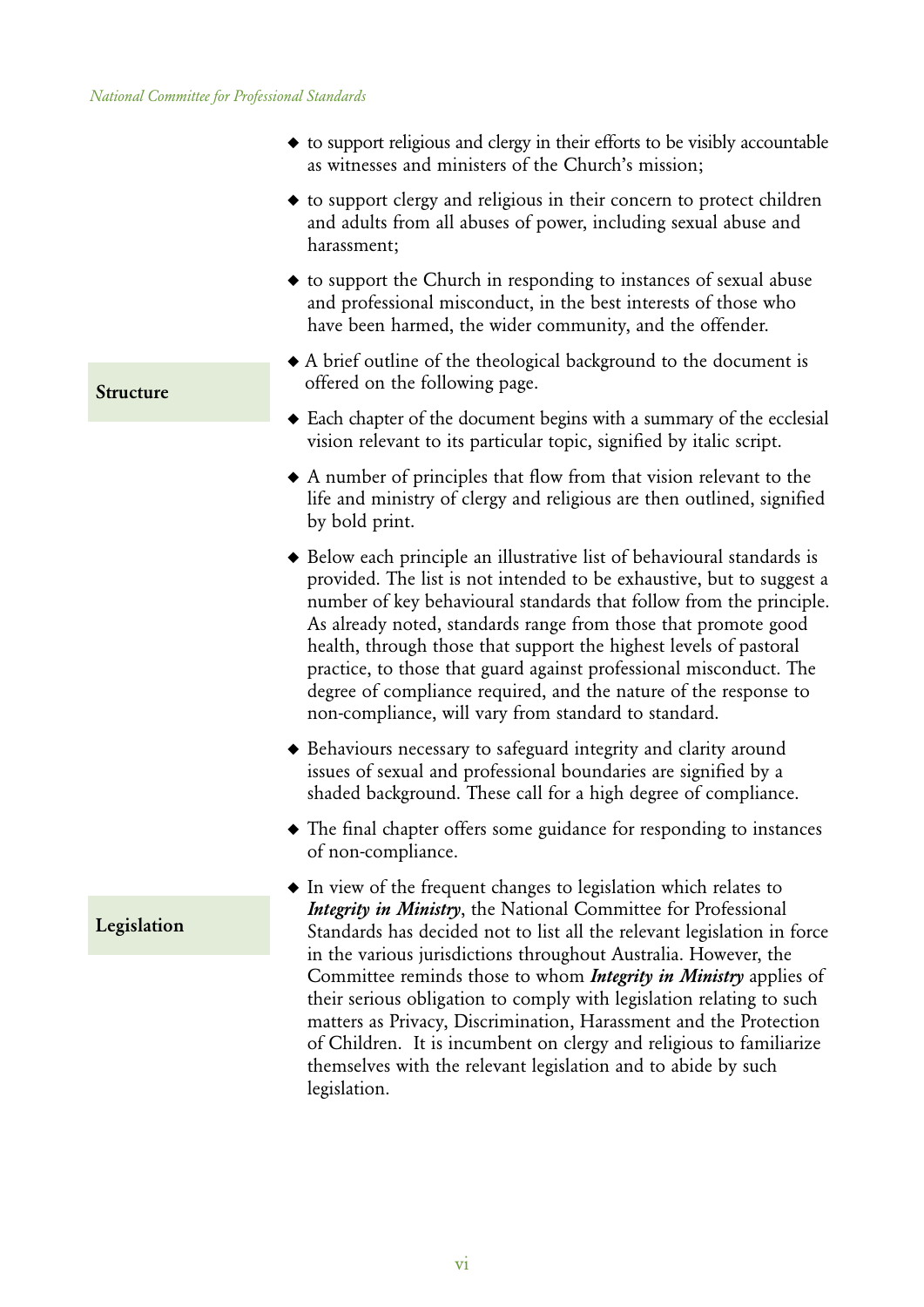- to support religious and clergy in their efforts to be visibly accountable as witnesses and ministers of the Church's mission;
- to support clergy and religious in their concern to protect children and adults from all abuses of power, including sexual abuse and harassment;
- to support the Church in responding to instances of sexual abuse and professional misconduct, in the best interests of those who have been harmed, the wider community, and the offender.

## Structure

- A brief outline of the theological background to the document is offered on the following page.
- Each chapter of the document begins with a summary of the ecclesial vision relevant to its particular topic, signified by italic script.
- A number of principles that flow from that vision relevant to the life and ministry of clergy and religious are then outlined, signified by bold print.
- Below each principle an illustrative list of behavioural standards is provided. The list is not intended to be exhaustive, but to suggest a number of key behavioural standards that follow from the principle. As already noted, standards range from those that promote good health, through those that support the highest levels of pastoral practice, to those that guard against professional misconduct. The degree of compliance required, and the nature of the response to non-compliance, will vary from standard to standard.
- Behaviours necessary to safeguard integrity and clarity around issues of sexual and professional boundaries are signified by a shaded background. These call for a high degree of compliance.
- The final chapter offers some guidance for responding to instances of non-compliance.

## Legislation

- In view of the frequent changes to legislation which relates to ***Integrity in Ministry***, the National Committee for Professional Standards has decided not to list all the relevant legislation in force in the various jurisdictions throughout Australia. However, the Committee reminds those to whom ***Integrity in Ministry*** applies of their serious obligation to comply with legislation relating to such matters as Privacy, Discrimination, Harassment and the Protection of Children. It is incumbent on clergy and religious to familiarize themselves with the relevant legislation and to abide by such legislation.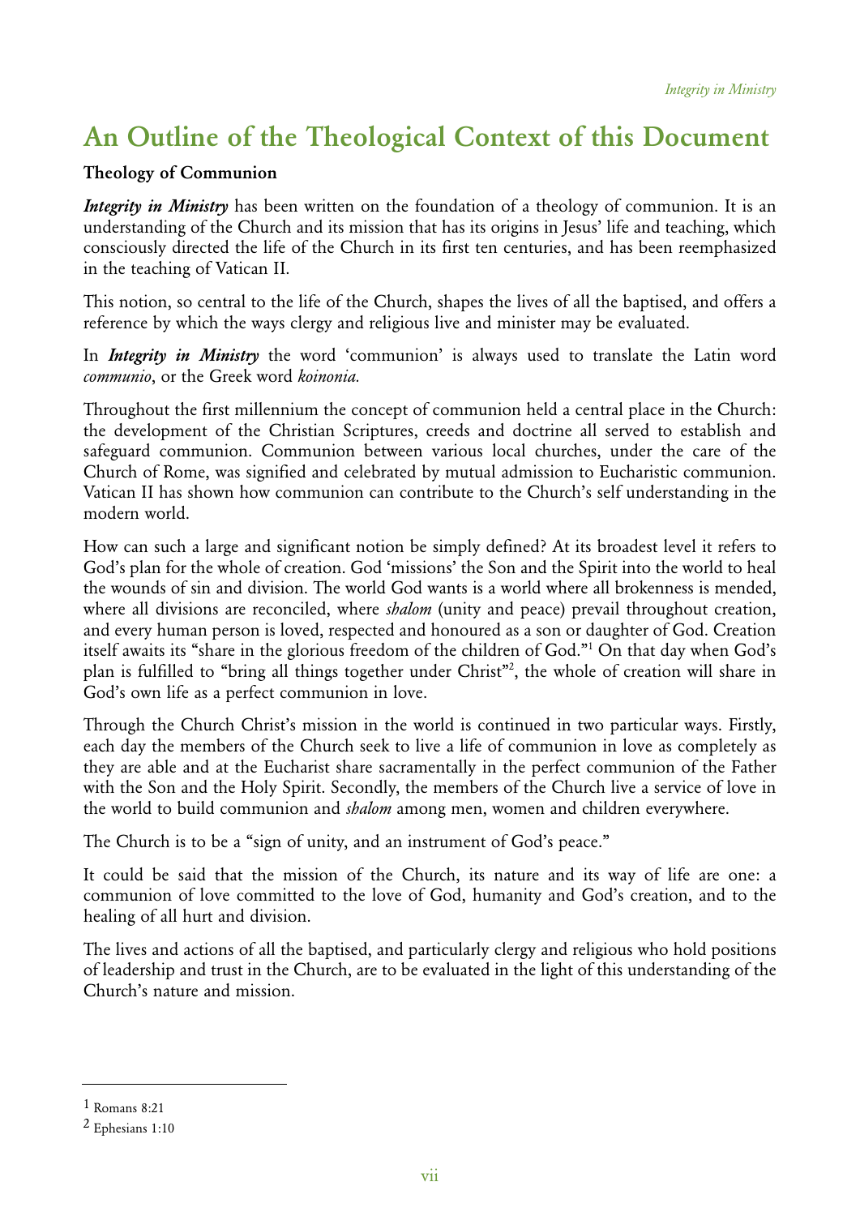# An Outline of the Theological Context of this Document

**Theology of Communion**

***Integrity in Ministry*** has been written on the foundation of a theology of communion. It is an understanding of the Church and its mission that has its origins in Jesus' life and teaching, which consciously directed the life of the Church in its first ten centuries, and has been reemphasized in the teaching of Vatican II.

This notion, so central to the life of the Church, shapes the lives of all the baptised, and offers a reference by which the ways clergy and religious live and minister may be evaluated.

In ***Integrity in Ministry*** the word 'communion' is always used to translate the Latin word *communio*, or the Greek word *koinonia.*

Throughout the first millennium the concept of communion held a central place in the Church: the development of the Christian Scriptures, creeds and doctrine all served to establish and safeguard communion. Communion between various local churches, under the care of the Church of Rome, was signified and celebrated by mutual admission to Eucharistic communion. Vatican II has shown how communion can contribute to the Church's self understanding in the modern world.

How can such a large and significant notion be simply defined? At its broadest level it refers to God's plan for the whole of creation. God 'missions' the Son and the Spirit into the world to heal the wounds of sin and division. The world God wants is a world where all brokenness is mended, where all divisions are reconciled, where *shalom* (unity and peace) prevail throughout creation, and every human person is loved, respected and honoured as a son or daughter of God. Creation itself awaits its "share in the glorious freedom of the children of God."[1] On that day when God's plan is fulfilled to "bring all things together under Christ"[2], the whole of creation will share in God's own life as a perfect communion in love.

Through the Church Christ's mission in the world is continued in two particular ways. Firstly, each day the members of the Church seek to live a life of communion in love as completely as they are able and at the Eucharist share sacramentally in the perfect communion of the Father with the Son and the Holy Spirit. Secondly, the members of the Church live a service of love in the world to build communion and *shalom* among men, women and children everywhere.

The Church is to be a "sign of unity, and an instrument of God's peace."

It could be said that the mission of the Church, its nature and its way of life are one: a communion of love committed to the love of God, humanity and God's creation, and to the healing of all hurt and division.

The lives and actions of all the baptised, and particularly clergy and religious who hold positions of leadership and trust in the Church, are to be evaluated in the light of this understanding of the Church's nature and mission.

---

1 Romans 8:21

2 Ephesians 1:10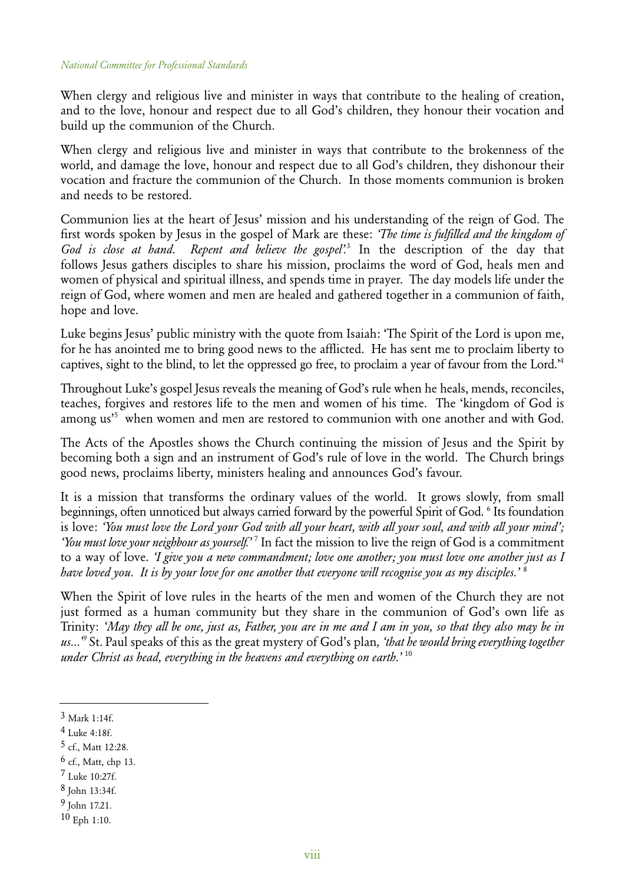When clergy and religious live and minister in ways that contribute to the healing of creation, and to the love, honour and respect due to all God's children, they honour their vocation and build up the communion of the Church.

When clergy and religious live and minister in ways that contribute to the brokenness of the world, and damage the love, honour and respect due to all God's children, they dishonour their vocation and fracture the communion of the Church. In those moments communion is broken and needs to be restored.

Communion lies at the heart of Jesus' mission and his understanding of the reign of God. The first words spoken by Jesus in the gospel of Mark are these: *'The time is fulfilled and the kingdom of God is close at hand. Repent and believe the gospel'.*[3] In the description of the day that follows Jesus gathers disciples to share his mission, proclaims the word of God, heals men and women of physical and spiritual illness, and spends time in prayer. The day models life under the reign of God, where women and men are healed and gathered together in a communion of faith, hope and love.

Luke begins Jesus' public ministry with the quote from Isaiah: 'The Spirit of the Lord is upon me, for he has anointed me to bring good news to the afflicted. He has sent me to proclaim liberty to captives, sight to the blind, to let the oppressed go free, to proclaim a year of favour from the Lord.'[4]

Throughout Luke's gospel Jesus reveals the meaning of God's rule when he heals, mends, reconciles, teaches, forgives and restores life to the men and women of his time. The 'kingdom of God is among us'[5] when women and men are restored to communion with one another and with God.

The Acts of the Apostles shows the Church continuing the mission of Jesus and the Spirit by becoming both a sign and an instrument of God's rule of love in the world. The Church brings good news, proclaims liberty, ministers healing and announces God's favour.

It is a mission that transforms the ordinary values of the world. It grows slowly, from small beginnings, often unnoticed but always carried forward by the powerful Spirit of God. [6] Its foundation is love: *'You must love the Lord your God with all your heart, with all your soul, and with all your mind'; 'You must love your neighbour as yourself.'* [7] In fact the mission to live the reign of God is a commitment to a way of love. *'I give you a new commandment; love one another; you must love one another just as I have loved you. It is by your love for one another that everyone will recognise you as my disciples.'* [8]

When the Spirit of love rules in the hearts of the men and women of the Church they are not just formed as a human community but they share in the communion of God's own life as Trinity: *'May they all be one, just as, Father, you are in me and I am in you, so that they also may be in us...'*[9] St. Paul speaks of this as the great mystery of God's plan, *'that he would bring everything together under Christ as head, everything in the heavens and everything on earth.'* [10]

---

[3] Mark 1:14f.

[4] Luke 4:18f.

[5] cf., Matt 12:28.

[6] cf., Matt, chp 13.

[7] Luke 10:27f.

[8] John 13:34f.

[9] John 17.21.

[10] Eph 1:10.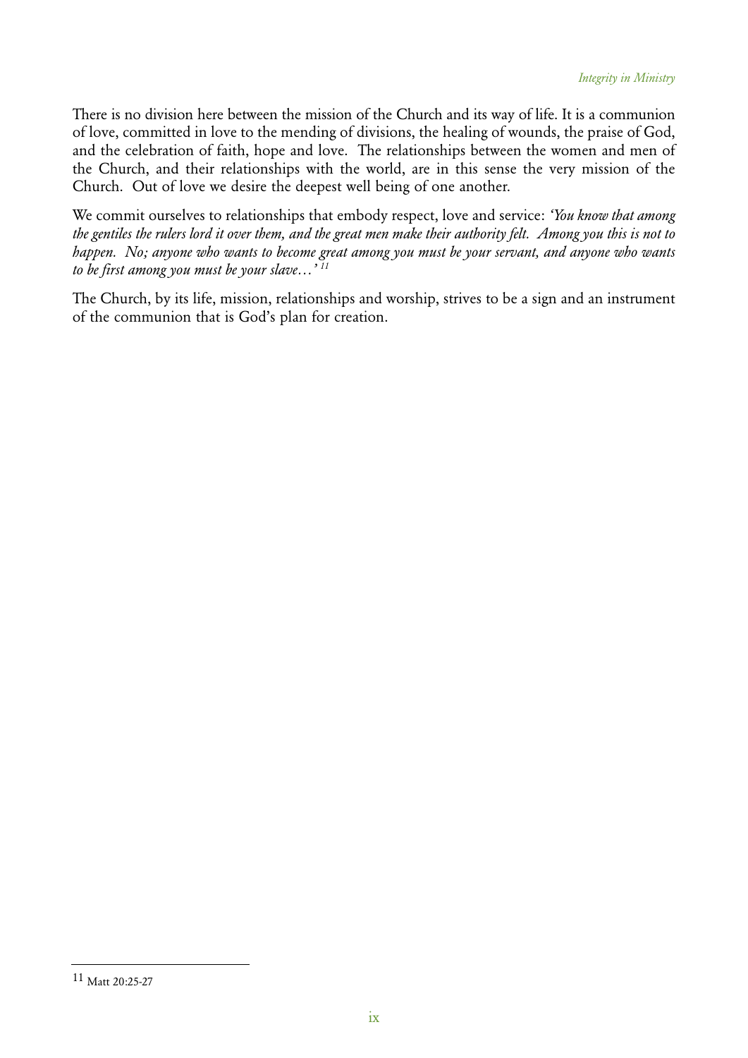There is no division here between the mission of the Church and its way of life. It is a communion of love, committed in love to the mending of divisions, the healing of wounds, the praise of God, and the celebration of faith, hope and love. The relationships between the women and men of the Church, and their relationships with the world, are in this sense the very mission of the Church. Out of love we desire the deepest well being of one another.

We commit ourselves to relationships that embody respect, love and service: *'You know that among the gentiles the rulers lord it over them, and the great men make their authority felt. Among you this is not to happen. No; anyone who wants to become great among you must be your servant, and anyone who wants to be first among you must be your slave…'* [11]

The Church, by its life, mission, relationships and worship, strives to be a sign and an instrument of the communion that is God's plan for creation.

---

[11] Matt 20:25-27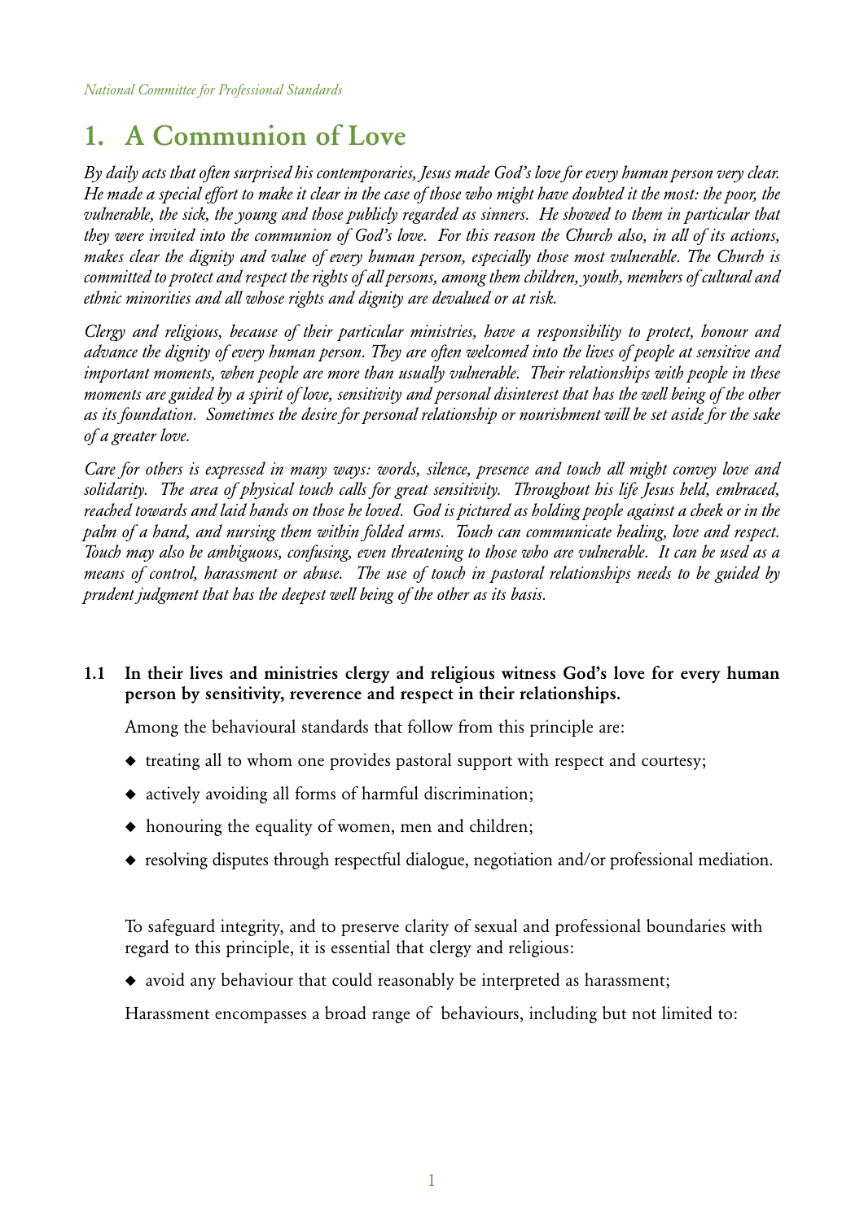# 1. A Communion of Love

*By daily acts that often surprised his contemporaries, Jesus made God's love for every human person very clear. He made a special effort to make it clear in the case of those who might have doubted it the most: the poor, the vulnerable, the sick, the young and those publicly regarded as sinners. He showed to them in particular that they were invited into the communion of God's love. For this reason the Church also, in all of its actions, makes clear the dignity and value of every human person, especially those most vulnerable. The Church is committed to protect and respect the rights of all persons, among them children, youth, members of cultural and ethnic minorities and all whose rights and dignity are devalued or at risk.*

*Clergy and religious, because of their particular ministries, have a responsibility to protect, honour and advance the dignity of every human person. They are often welcomed into the lives of people at sensitive and important moments, when people are more than usually vulnerable. Their relationships with people in these moments are guided by a spirit of love, sensitivity and personal disinterest that has the well being of the other as its foundation. Sometimes the desire for personal relationship or nourishment will be set aside for the sake of a greater love.*

*Care for others is expressed in many ways: words, silence, presence and touch all might convey love and solidarity. The area of physical touch calls for great sensitivity. Throughout his life Jesus held, embraced, reached towards and laid hands on those he loved. God is pictured as holding people against a cheek or in the palm of a hand, and nursing them within folded arms. Touch can communicate healing, love and respect. Touch may also be ambiguous, confusing, even threatening to those who are vulnerable. It can be used as a means of control, harassment or abuse. The use of touch in pastoral relationships needs to be guided by prudent judgment that has the deepest well being of the other as its basis.*

**1.1 In their lives and ministries clergy and religious witness God's love for every human person by sensitivity, reverence and respect in their relationships.**

Among the behavioural standards that follow from this principle are:

- treating all to whom one provides pastoral support with respect and courtesy;
- actively avoiding all forms of harmful discrimination;
- honouring the equality of women, men and children;
- resolving disputes through respectful dialogue, negotiation and/or professional mediation.

To safeguard integrity, and to preserve clarity of sexual and professional boundaries with regard to this principle, it is essential that clergy and religious:

- avoid any behaviour that could reasonably be interpreted as harassment;

Harassment encompasses a broad range of behaviours, including but not limited to: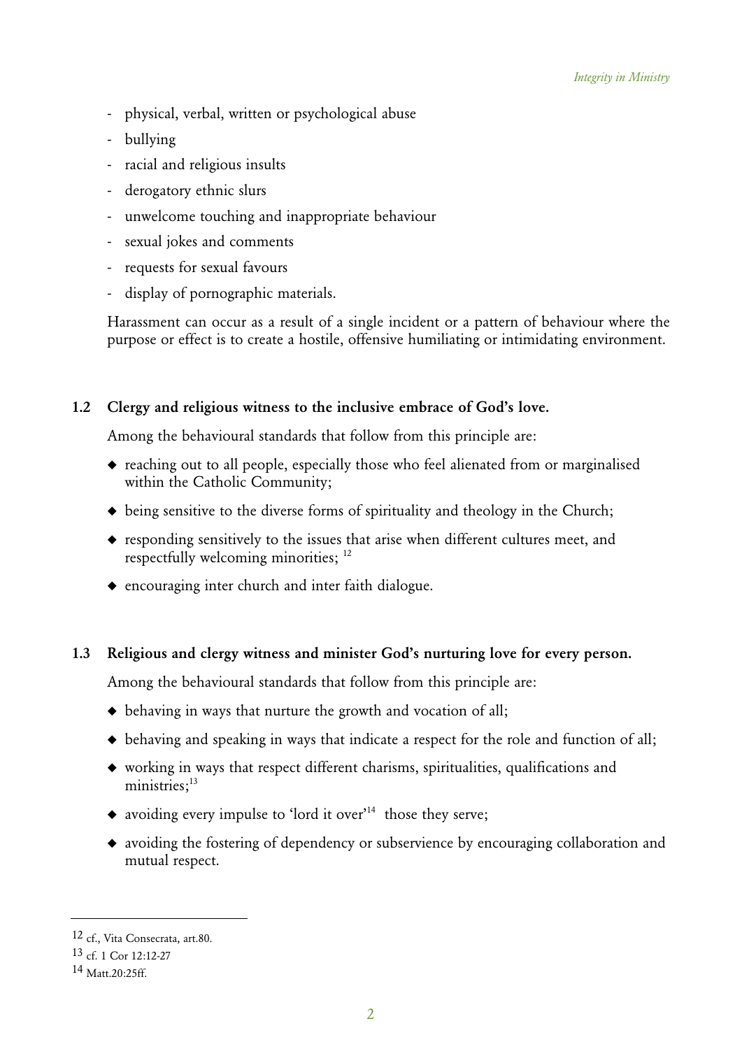- physical, verbal, written or psychological abuse
- bullying
- racial and religious insults
- derogatory ethnic slurs
- unwelcome touching and inappropriate behaviour
- sexual jokes and comments
- requests for sexual favours
- display of pornographic materials.

Harassment can occur as a result of a single incident or a pattern of behaviour where the purpose or effect is to create a hostile, offensive humiliating or intimidating environment.

### 1.2 Clergy and religious witness to the inclusive embrace of God's love.

Among the behavioural standards that follow from this principle are:

- reaching out to all people, especially those who feel alienated from or marginalised within the Catholic Community;
- being sensitive to the diverse forms of spirituality and theology in the Church;
- responding sensitively to the issues that arise when different cultures meet, and respectfully welcoming minorities; [12]
- encouraging inter church and inter faith dialogue.

### 1.3 Religious and clergy witness and minister God's nurturing love for every person.

Among the behavioural standards that follow from this principle are:

- behaving in ways that nurture the growth and vocation of all;
- behaving and speaking in ways that indicate a respect for the role and function of all;
- working in ways that respect different charisms, spiritualities, qualifications and ministries;[13]
- avoiding every impulse to 'lord it over'[14] those they serve;
- avoiding the fostering of dependency or subservience by encouraging collaboration and mutual respect.

---

12 cf., Vita Consecrata, art.80.

13 cf. 1 Cor 12:12-27

14 Matt.20:25ff.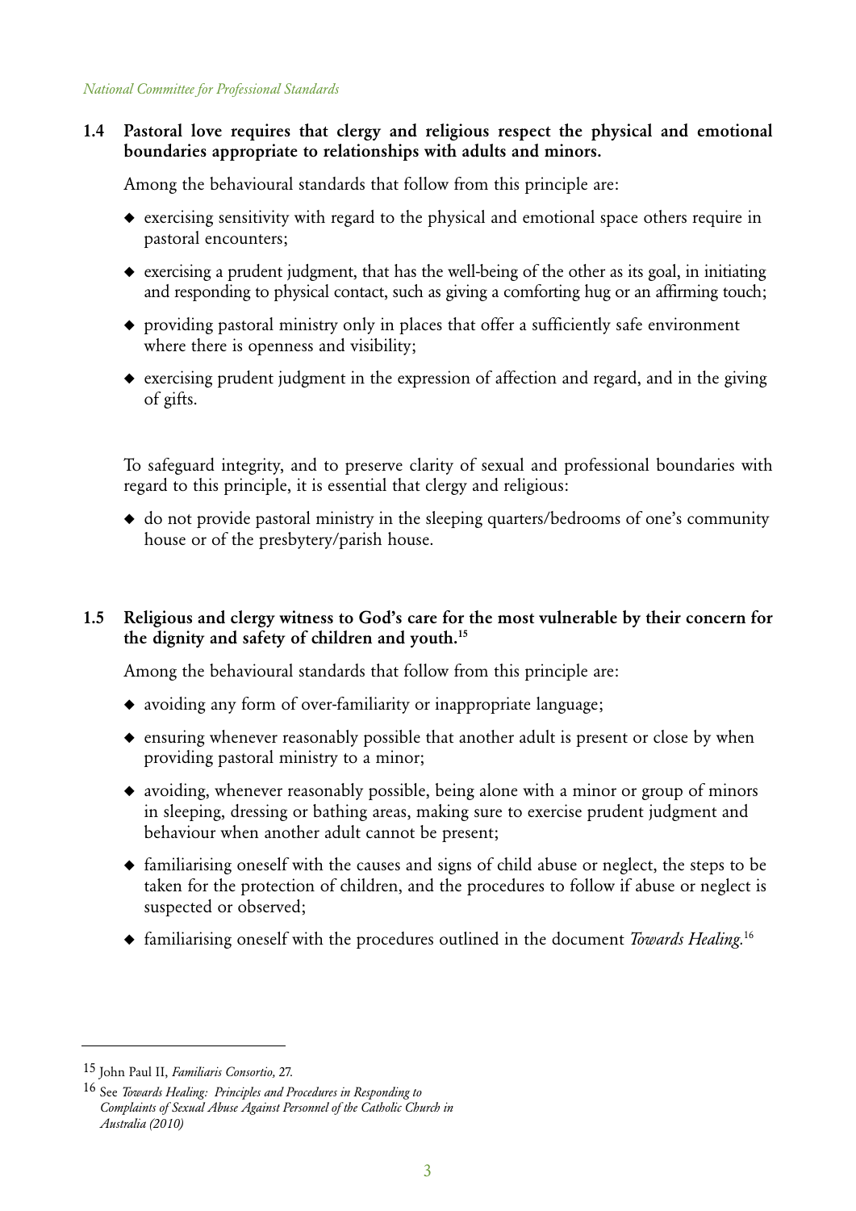**1.4 Pastoral love requires that clergy and religious respect the physical and emotional boundaries appropriate to relationships with adults and minors.**

Among the behavioural standards that follow from this principle are:

- exercising sensitivity with regard to the physical and emotional space others require in pastoral encounters;
- exercising a prudent judgment, that has the well-being of the other as its goal, in initiating and responding to physical contact, such as giving a comforting hug or an affirming touch;
- providing pastoral ministry only in places that offer a sufficiently safe environment where there is openness and visibility;
- exercising prudent judgment in the expression of affection and regard, and in the giving of gifts.

To safeguard integrity, and to preserve clarity of sexual and professional boundaries with regard to this principle, it is essential that clergy and religious:

- do not provide pastoral ministry in the sleeping quarters/bedrooms of one's community house or of the presbytery/parish house.

**1.5 Religious and clergy witness to God's care for the most vulnerable by their concern for the dignity and safety of children and youth.[15]**

Among the behavioural standards that follow from this principle are:

- avoiding any form of over-familiarity or inappropriate language;
- ensuring whenever reasonably possible that another adult is present or close by when providing pastoral ministry to a minor;
- avoiding, whenever reasonably possible, being alone with a minor or group of minors in sleeping, dressing or bathing areas, making sure to exercise prudent judgment and behaviour when another adult cannot be present;
- familiarising oneself with the causes and signs of child abuse or neglect, the steps to be taken for the protection of children, and the procedures to follow if abuse or neglect is suspected or observed;
- familiarising oneself with the procedures outlined in the document *Towards Healing.*[16]

---

15 John Paul II, *Familiaris Consortio,* 27.

16 See *Towards Healing: Principles and Procedures in Responding to Complaints of Sexual Abuse Against Personnel of the Catholic Church in Australia (2010)*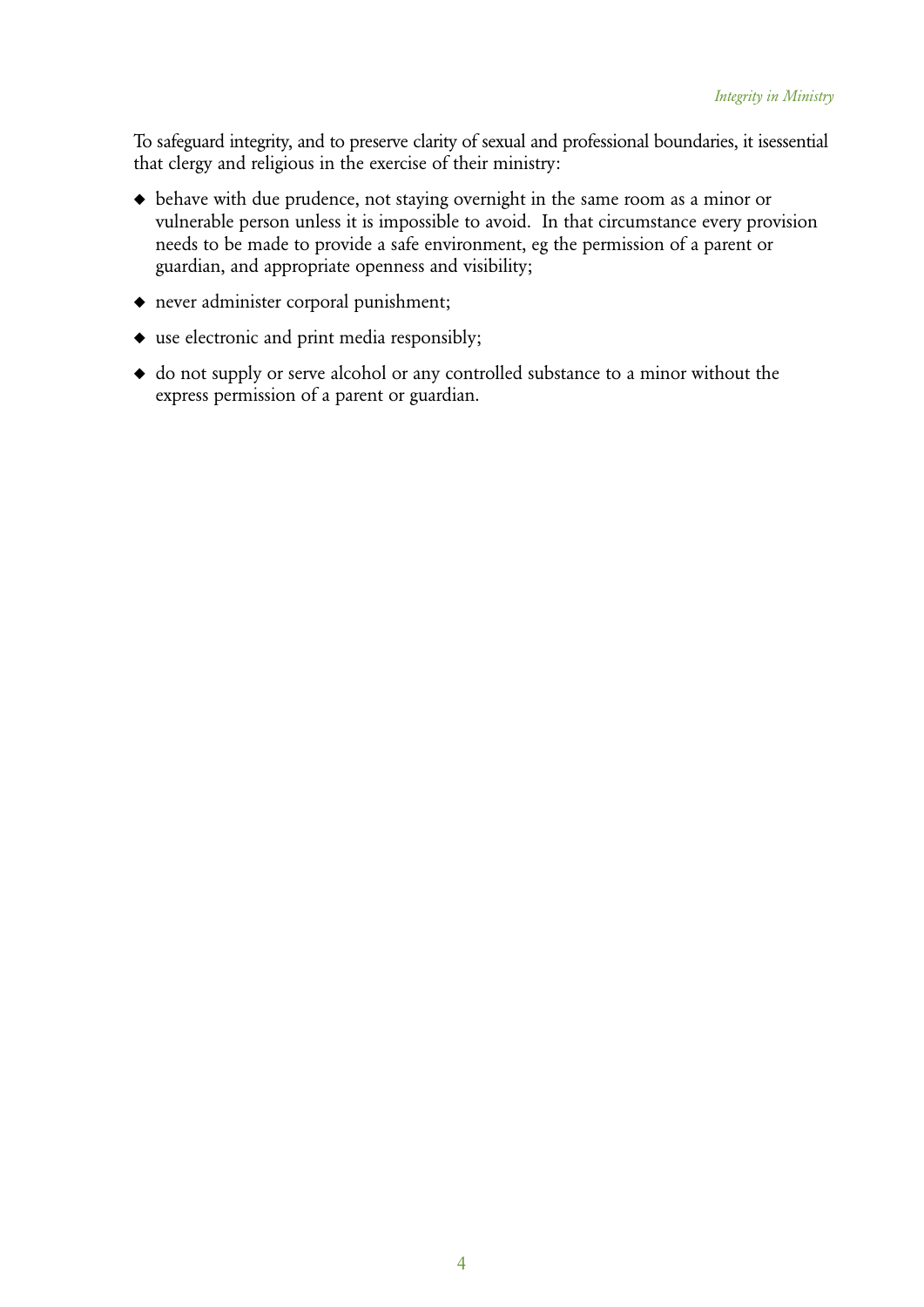To safeguard integrity, and to preserve clarity of sexual and professional boundaries, it isessential that clergy and religious in the exercise of their ministry:

- behave with due prudence, not staying overnight in the same room as a minor or vulnerable person unless it is impossible to avoid. In that circumstance every provision needs to be made to provide a safe environment, eg the permission of a parent or guardian, and appropriate openness and visibility;
- never administer corporal punishment;
- use electronic and print media responsibly;
- do not supply or serve alcohol or any controlled substance to a minor without the express permission of a parent or guardian.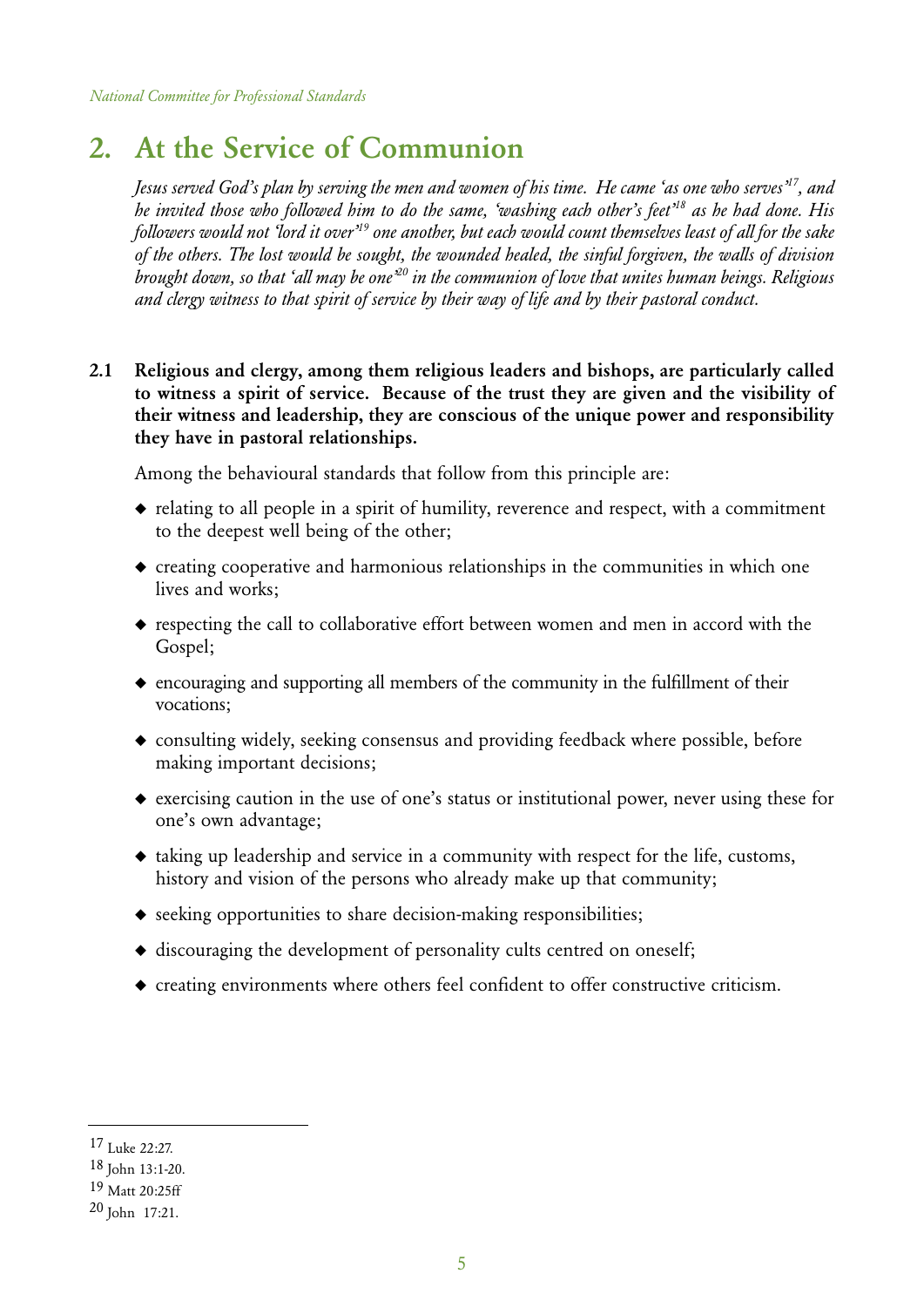## 2. At the Service of Communion

*Jesus served God's plan by serving the men and women of his time. He came 'as one who serves'[17], and he invited those who followed him to do the same, 'washing each other's feet'[18] as he had done. His followers would not 'lord it over'[19] one another, but each would count themselves least of all for the sake of the others. The lost would be sought, the wounded healed, the sinful forgiven, the walls of division brought down, so that 'all may be one'[20] in the communion of love that unites human beings. Religious and clergy witness to that spirit of service by their way of life and by their pastoral conduct.*

**2.1 Religious and clergy, among them religious leaders and bishops, are particularly called to witness a spirit of service. Because of the trust they are given and the visibility of their witness and leadership, they are conscious of the unique power and responsibility they have in pastoral relationships.**

Among the behavioural standards that follow from this principle are:

- relating to all people in a spirit of humility, reverence and respect, with a commitment to the deepest well being of the other;
- creating cooperative and harmonious relationships in the communities in which one lives and works;
- respecting the call to collaborative effort between women and men in accord with the Gospel;
- encouraging and supporting all members of the community in the fulfillment of their vocations;
- consulting widely, seeking consensus and providing feedback where possible, before making important decisions;
- exercising caution in the use of one's status or institutional power, never using these for one's own advantage;
- taking up leadership and service in a community with respect for the life, customs, history and vision of the persons who already make up that community;
- seeking opportunities to share decision-making responsibilities;
- discouraging the development of personality cults centred on oneself;
- creating environments where others feel confident to offer constructive criticism.

---

[17] Luke 22:27.

[18] John 13:1-20.

[19] Matt 20:25ff

[20] John 17:21.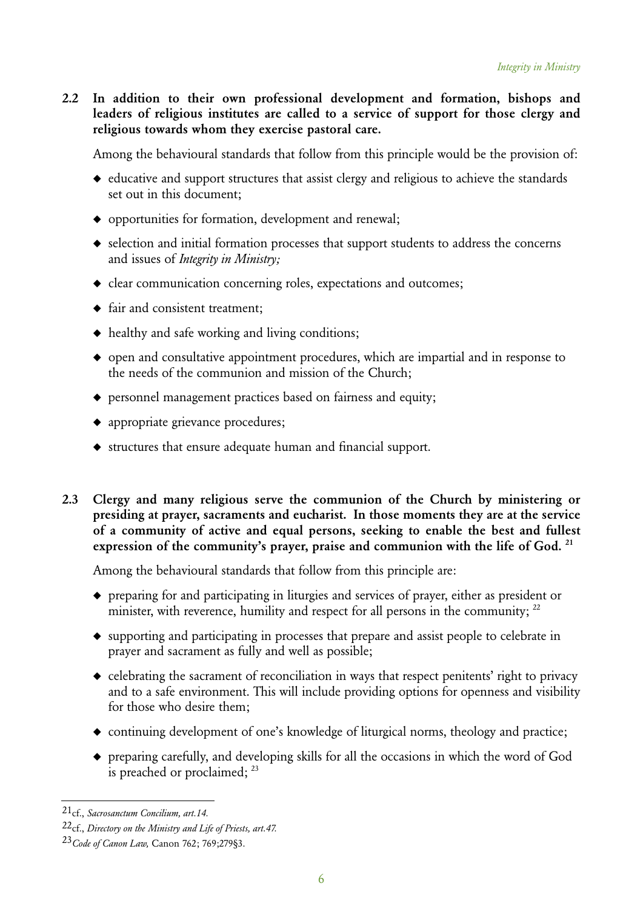**2.2 In addition to their own professional development and formation, bishops and leaders of religious institutes are called to a service of support for those clergy and religious towards whom they exercise pastoral care.**

Among the behavioural standards that follow from this principle would be the provision of:

- educative and support structures that assist clergy and religious to achieve the standards set out in this document;
- opportunities for formation, development and renewal;
- selection and initial formation processes that support students to address the concerns and issues of *Integrity in Ministry;*
- clear communication concerning roles, expectations and outcomes;
- fair and consistent treatment;
- healthy and safe working and living conditions;
- open and consultative appointment procedures, which are impartial and in response to the needs of the communion and mission of the Church;
- personnel management practices based on fairness and equity;
- appropriate grievance procedures;
- structures that ensure adequate human and financial support.

**2.3 Clergy and many religious serve the communion of the Church by ministering or presiding at prayer, sacraments and eucharist. In those moments they are at the service of a community of active and equal persons, seeking to enable the best and fullest expression of the community's prayer, praise and communion with the life of God.** [21]

Among the behavioural standards that follow from this principle are:

- preparing for and participating in liturgies and services of prayer, either as president or minister, with reverence, humility and respect for all persons in the community; [22]
- supporting and participating in processes that prepare and assist people to celebrate in prayer and sacrament as fully and well as possible;
- celebrating the sacrament of reconciliation in ways that respect penitents' right to privacy and to a safe environment. This will include providing options for openness and visibility for those who desire them;
- continuing development of one's knowledge of liturgical norms, theology and practice;
- preparing carefully, and developing skills for all the occasions in which the word of God is preached or proclaimed; [23]

---

21 cf., *Sacrosanctum Concilium, art.14.*

22 cf., *Directory on the Ministry and Life of Priests, art.47.*

23 *Code of Canon Law,* Canon 762; 769;279§3.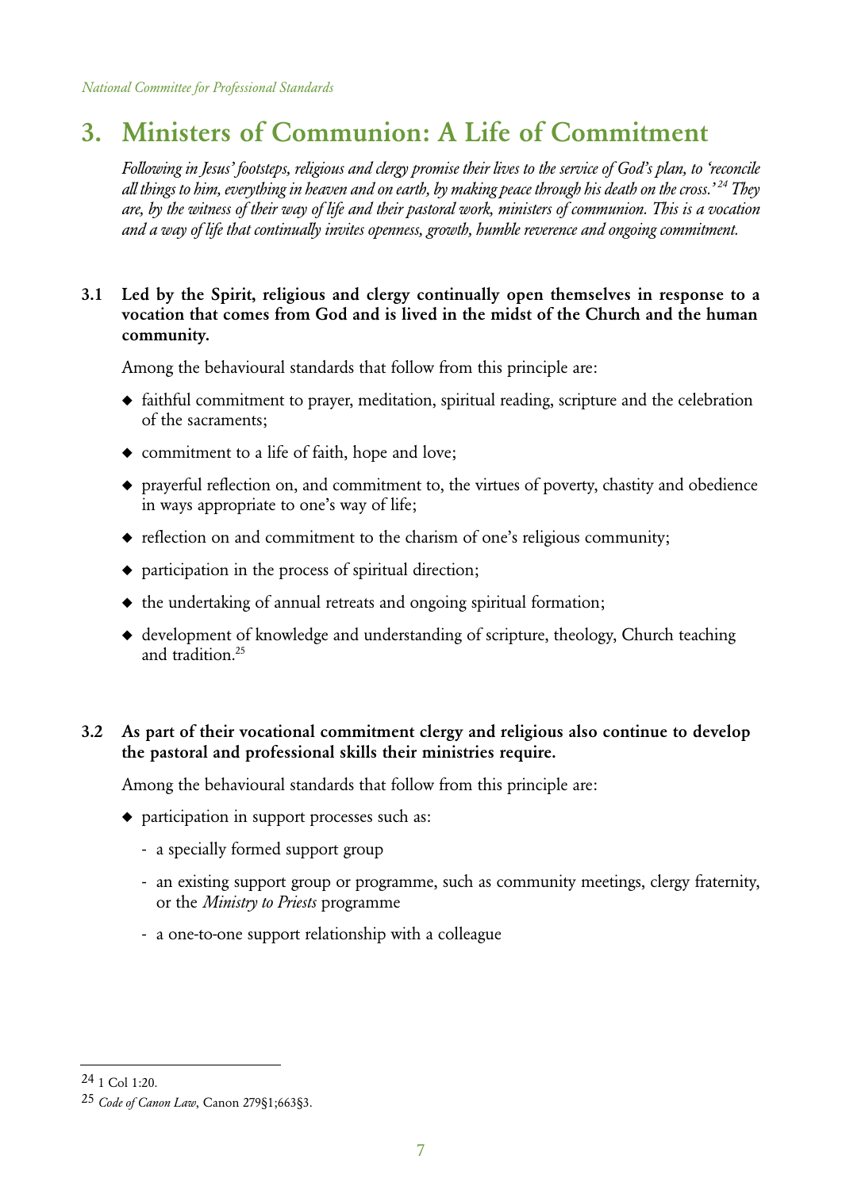# 3. Ministers of Communion: A Life of Commitment

*Following in Jesus' footsteps, religious and clergy promise their lives to the service of God's plan, to 'reconcile all things to him, everything in heaven and on earth, by making peace through his death on the cross.'[24] They are, by the witness of their way of life and their pastoral work, ministers of communion. This is a vocation and a way of life that continually invites openness, growth, humble reverence and ongoing commitment.*

**3.1 Led by the Spirit, religious and clergy continually open themselves in response to a vocation that comes from God and is lived in the midst of the Church and the human community.**

Among the behavioural standards that follow from this principle are:

- faithful commitment to prayer, meditation, spiritual reading, scripture and the celebration of the sacraments;
- commitment to a life of faith, hope and love;
- prayerful reflection on, and commitment to, the virtues of poverty, chastity and obedience in ways appropriate to one's way of life;
- reflection on and commitment to the charism of one's religious community;
- participation in the process of spiritual direction;
- the undertaking of annual retreats and ongoing spiritual formation;
- development of knowledge and understanding of scripture, theology, Church teaching and tradition.[25]

**3.2 As part of their vocational commitment clergy and religious also continue to develop the pastoral and professional skills their ministries require.**

Among the behavioural standards that follow from this principle are:

- participation in support processes such as:
  - a specially formed support group
  - an existing support group or programme, such as community meetings, clergy fraternity, or the *Ministry to Priests* programme
  - a one-to-one support relationship with a colleague

---

[24] 1 Col 1:20.

[25] *Code of Canon Law*, Canon 279§1;663§3.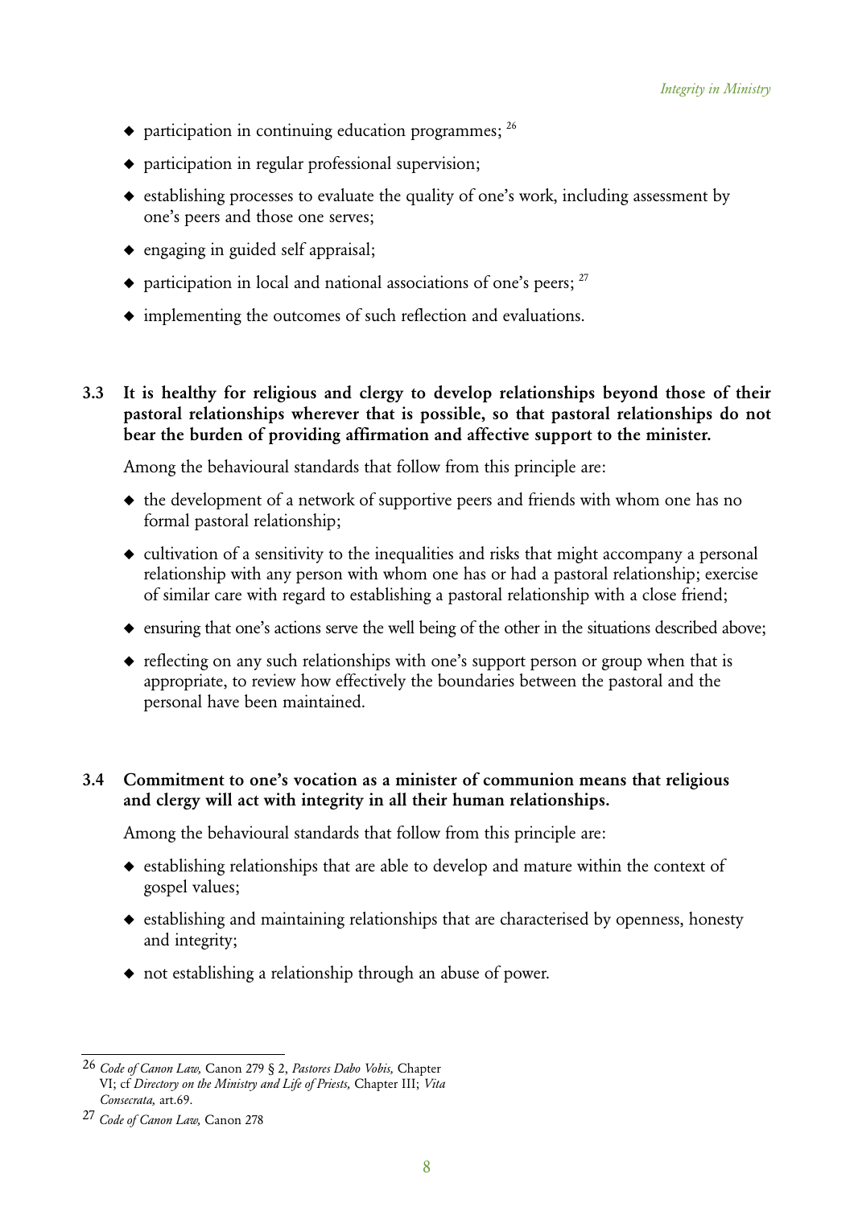- participation in continuing education programmes; [26]
- participation in regular professional supervision;
- establishing processes to evaluate the quality of one's work, including assessment by one's peers and those one serves;
- engaging in guided self appraisal;
- participation in local and national associations of one's peers; [27]
- implementing the outcomes of such reflection and evaluations.

**3.3 It is healthy for religious and clergy to develop relationships beyond those of their pastoral relationships wherever that is possible, so that pastoral relationships do not bear the burden of providing affirmation and affective support to the minister.**

Among the behavioural standards that follow from this principle are:

- the development of a network of supportive peers and friends with whom one has no formal pastoral relationship;
- cultivation of a sensitivity to the inequalities and risks that might accompany a personal relationship with any person with whom one has or had a pastoral relationship; exercise of similar care with regard to establishing a pastoral relationship with a close friend;
- ensuring that one's actions serve the well being of the other in the situations described above;
- reflecting on any such relationships with one's support person or group when that is appropriate, to review how effectively the boundaries between the pastoral and the personal have been maintained.

**3.4 Commitment to one's vocation as a minister of communion means that religious and clergy will act with integrity in all their human relationships.**

Among the behavioural standards that follow from this principle are:

- establishing relationships that are able to develop and mature within the context of gospel values;
- establishing and maintaining relationships that are characterised by openness, honesty and integrity;
- not establishing a relationship through an abuse of power.

---

26 *Code of Canon Law,* Canon 279 § 2, *Pastores Dabo Vobis,* Chapter VI; cf *Directory on the Ministry and Life of Priests,* Chapter III; *Vita Consecrata,* art.69.

27 *Code of Canon Law,* Canon 278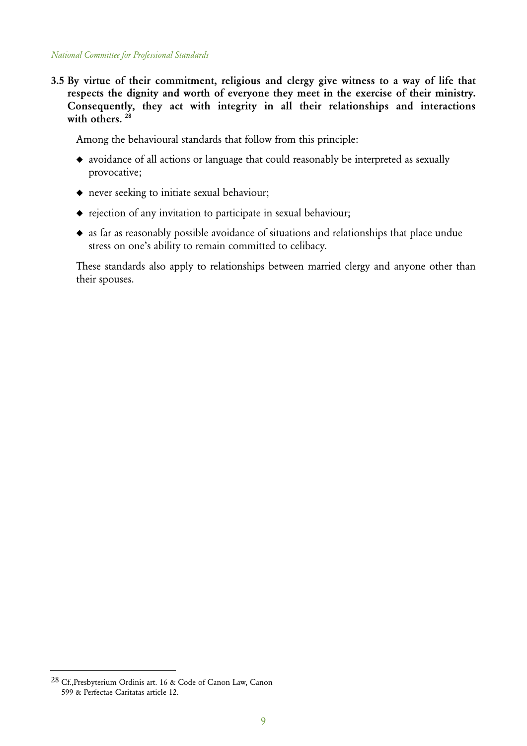**3.5 By virtue of their commitment, religious and clergy give witness to a way of life that respects the dignity and worth of everyone they meet in the exercise of their ministry. Consequently, they act with integrity in all their relationships and interactions with others.** [28]

Among the behavioural standards that follow from this principle:

- avoidance of all actions or language that could reasonably be interpreted as sexually provocative;
- never seeking to initiate sexual behaviour;
- rejection of any invitation to participate in sexual behaviour;
- as far as reasonably possible avoidance of situations and relationships that place undue stress on one's ability to remain committed to celibacy.

These standards also apply to relationships between married clergy and anyone other than their spouses.

---

[28] Cf.,Presbyterium Ordinis art. 16 & Code of Canon Law, Canon 599 & Perfectae Caritatas article 12.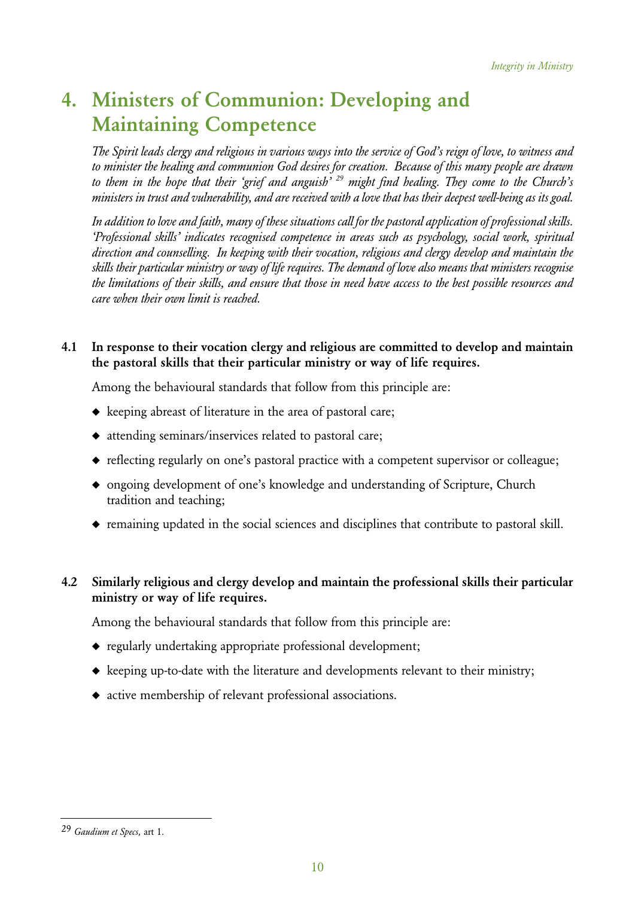# 4. Ministers of Communion: Developing and Maintaining Competence

*The Spirit leads clergy and religious in various ways into the service of God's reign of love, to witness and to minister the healing and communion God desires for creation. Because of this many people are drawn to them in the hope that their 'grief and anguish'* [29] *might find healing. They come to the Church's ministers in trust and vulnerability, and are received with a love that has their deepest well-being as its goal.*

*In addition to love and faith, many of these situations call for the pastoral application of professional skills. 'Professional skills' indicates recognised competence in areas such as psychology, social work, spiritual direction and counselling. In keeping with their vocation, religious and clergy develop and maintain the skills their particular ministry or way of life requires. The demand of love also means that ministers recognise the limitations of their skills, and ensure that those in need have access to the best possible resources and care when their own limit is reached.*

**4.1 In response to their vocation clergy and religious are committed to develop and maintain the pastoral skills that their particular ministry or way of life requires.**

Among the behavioural standards that follow from this principle are:

- keeping abreast of literature in the area of pastoral care;
- attending seminars/inservices related to pastoral care;
- reflecting regularly on one's pastoral practice with a competent supervisor or colleague;
- ongoing development of one's knowledge and understanding of Scripture, Church tradition and teaching;
- remaining updated in the social sciences and disciplines that contribute to pastoral skill.

**4.2 Similarly religious and clergy develop and maintain the professional skills their particular ministry or way of life requires.**

Among the behavioural standards that follow from this principle are:

- regularly undertaking appropriate professional development;
- keeping up-to-date with the literature and developments relevant to their ministry;
- active membership of relevant professional associations.

---

[29] *Gaudium et Specs*, art 1.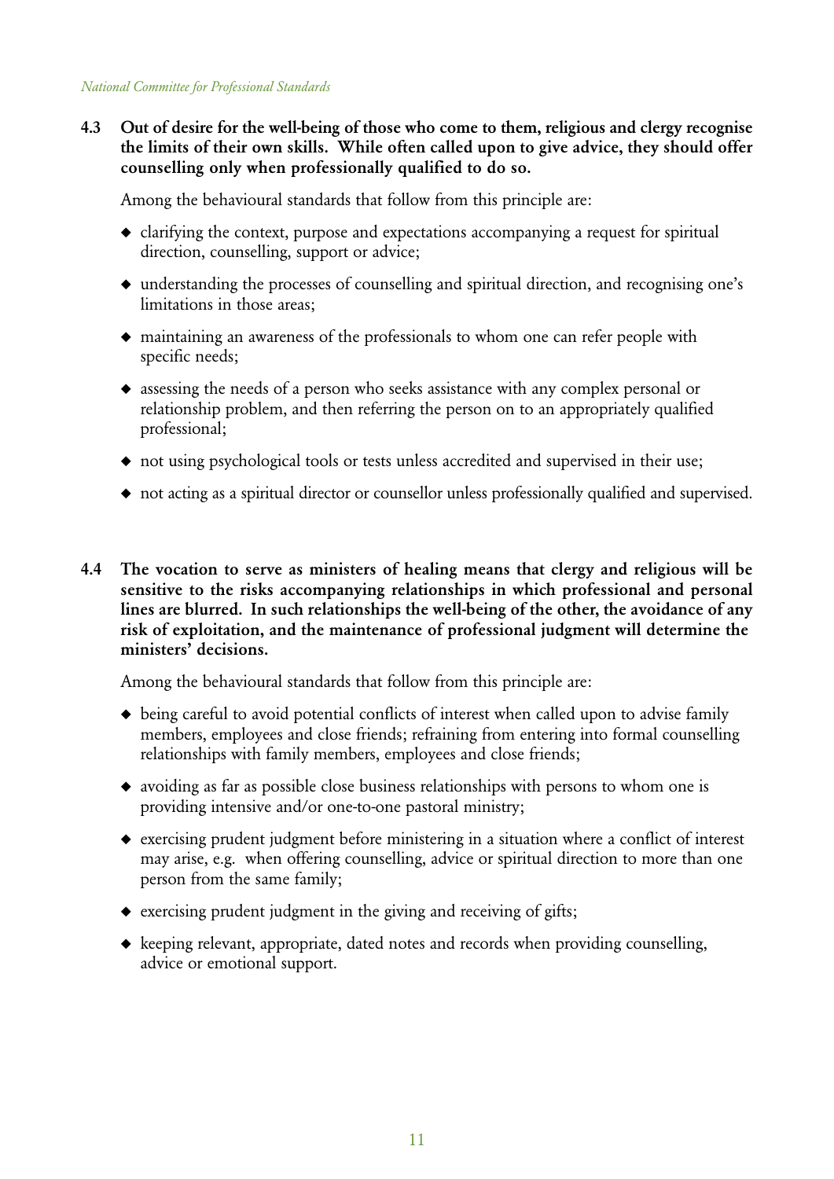**4.3 Out of desire for the well-being of those who come to them, religious and clergy recognise the limits of their own skills. While often called upon to give advice, they should offer counselling only when professionally qualified to do so.**

Among the behavioural standards that follow from this principle are:

- clarifying the context, purpose and expectations accompanying a request for spiritual direction, counselling, support or advice;
- understanding the processes of counselling and spiritual direction, and recognising one's limitations in those areas;
- maintaining an awareness of the professionals to whom one can refer people with specific needs;
- assessing the needs of a person who seeks assistance with any complex personal or relationship problem, and then referring the person on to an appropriately qualified professional;
- not using psychological tools or tests unless accredited and supervised in their use;
- not acting as a spiritual director or counsellor unless professionally qualified and supervised.

**4.4 The vocation to serve as ministers of healing means that clergy and religious will be sensitive to the risks accompanying relationships in which professional and personal lines are blurred. In such relationships the well-being of the other, the avoidance of any risk of exploitation, and the maintenance of professional judgment will determine the ministers' decisions.**

Among the behavioural standards that follow from this principle are:

- being careful to avoid potential conflicts of interest when called upon to advise family members, employees and close friends; refraining from entering into formal counselling relationships with family members, employees and close friends;
- avoiding as far as possible close business relationships with persons to whom one is providing intensive and/or one-to-one pastoral ministry;
- exercising prudent judgment before ministering in a situation where a conflict of interest may arise, e.g. when offering counselling, advice or spiritual direction to more than one person from the same family;
- exercising prudent judgment in the giving and receiving of gifts;
- keeping relevant, appropriate, dated notes and records when providing counselling, advice or emotional support.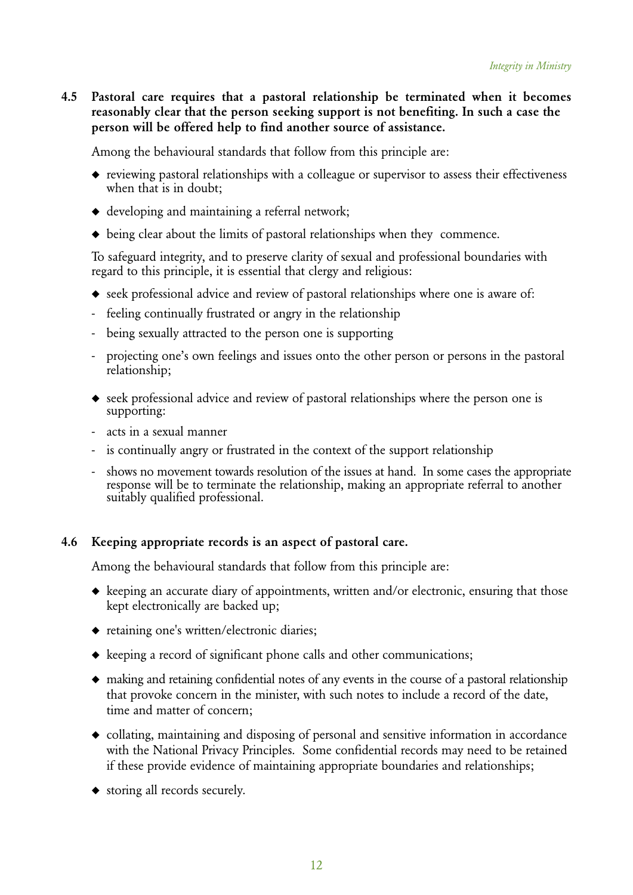**4.5 Pastoral care requires that a pastoral relationship be terminated when it becomes reasonably clear that the person seeking support is not benefiting. In such a case the person will be offered help to find another source of assistance.**

Among the behavioural standards that follow from this principle are:

- reviewing pastoral relationships with a colleague or supervisor to assess their effectiveness when that is in doubt;
- developing and maintaining a referral network;
- being clear about the limits of pastoral relationships when they commence.

To safeguard integrity, and to preserve clarity of sexual and professional boundaries with regard to this principle, it is essential that clergy and religious:

- seek professional advice and review of pastoral relationships where one is aware of:
  - feeling continually frustrated or angry in the relationship
  - being sexually attracted to the person one is supporting
  - projecting one's own feelings and issues onto the other person or persons in the pastoral relationship;
- seek professional advice and review of pastoral relationships where the person one is supporting:
  - acts in a sexual manner
  - is continually angry or frustrated in the context of the support relationship
  - shows no movement towards resolution of the issues at hand. In some cases the appropriate response will be to terminate the relationship, making an appropriate referral to another suitably qualified professional.

**4.6 Keeping appropriate records is an aspect of pastoral care.**

Among the behavioural standards that follow from this principle are:

- keeping an accurate diary of appointments, written and/or electronic, ensuring that those kept electronically are backed up;
- retaining one's written/electronic diaries;
- keeping a record of significant phone calls and other communications;
- making and retaining confidential notes of any events in the course of a pastoral relationship that provoke concern in the minister, with such notes to include a record of the date, time and matter of concern;
- collating, maintaining and disposing of personal and sensitive information in accordance with the National Privacy Principles. Some confidential records may need to be retained if these provide evidence of maintaining appropriate boundaries and relationships;
- storing all records securely.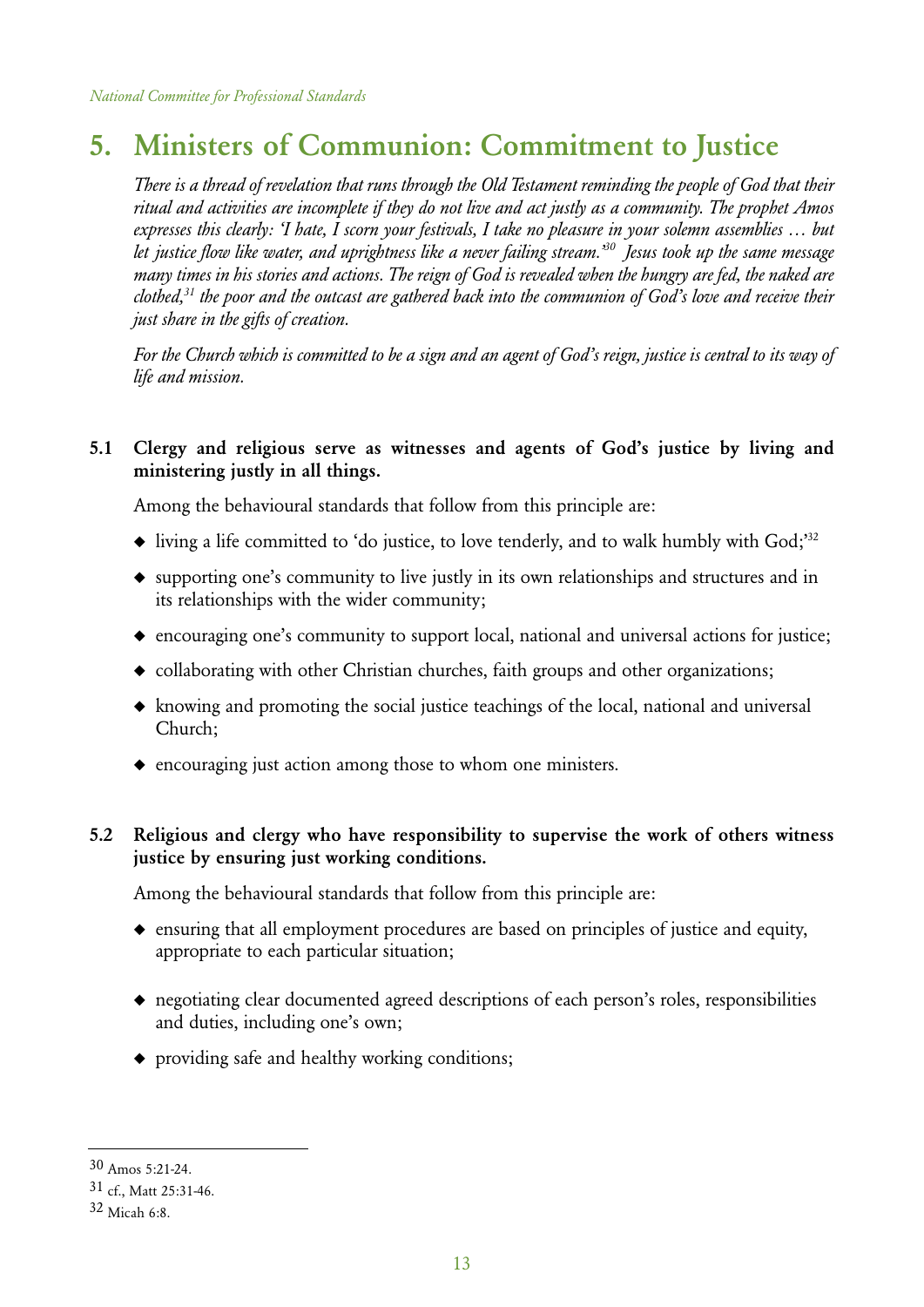# 5. Ministers of Communion: Commitment to Justice

*There is a thread of revelation that runs through the Old Testament reminding the people of God that their ritual and activities are incomplete if they do not live and act justly as a community. The prophet Amos expresses this clearly: 'I hate, I scorn your festivals, I take no pleasure in your solemn assemblies … but let justice flow like water, and uprightness like a never failing stream.'*[30] *Jesus took up the same message many times in his stories and actions. The reign of God is revealed when the hungry are fed, the naked are clothed,*[31] *the poor and the outcast are gathered back into the communion of God's love and receive their just share in the gifts of creation.*

*For the Church which is committed to be a sign and an agent of God's reign, justice is central to its way of life and mission.*

**5.1 Clergy and religious serve as witnesses and agents of God's justice by living and ministering justly in all things.**

Among the behavioural standards that follow from this principle are:

- living a life committed to 'do justice, to love tenderly, and to walk humbly with God;'[32]
- supporting one's community to live justly in its own relationships and structures and in its relationships with the wider community;
- encouraging one's community to support local, national and universal actions for justice;
- collaborating with other Christian churches, faith groups and other organizations;
- knowing and promoting the social justice teachings of the local, national and universal Church;
- encouraging just action among those to whom one ministers.

**5.2 Religious and clergy who have responsibility to supervise the work of others witness justice by ensuring just working conditions.**

Among the behavioural standards that follow from this principle are:

- ensuring that all employment procedures are based on principles of justice and equity, appropriate to each particular situation;
- negotiating clear documented agreed descriptions of each person's roles, responsibilities and duties, including one's own;
- providing safe and healthy working conditions;

---

30 Amos 5:21-24.

31 cf., Matt 25:31-46.

32 Micah 6:8.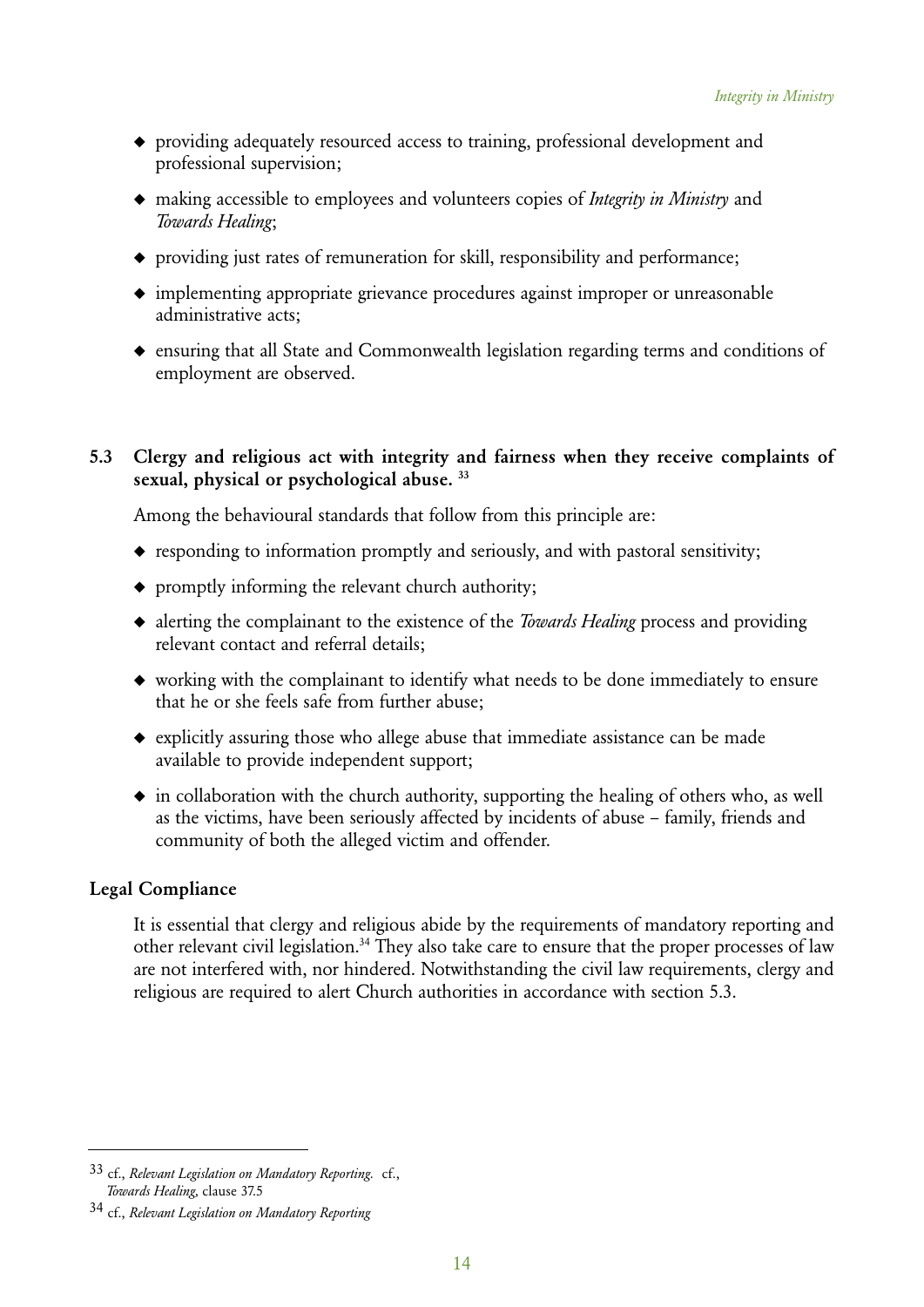- providing adequately resourced access to training, professional development and professional supervision;
- making accessible to employees and volunteers copies of *Integrity in Ministry* and *Towards Healing*;
- providing just rates of remuneration for skill, responsibility and performance;
- implementing appropriate grievance procedures against improper or unreasonable administrative acts;
- ensuring that all State and Commonwealth legislation regarding terms and conditions of employment are observed.

**5.3 Clergy and religious act with integrity and fairness when they receive complaints of sexual, physical or psychological abuse.** [33]

Among the behavioural standards that follow from this principle are:

- responding to information promptly and seriously, and with pastoral sensitivity;
- promptly informing the relevant church authority;
- alerting the complainant to the existence of the *Towards Healing* process and providing relevant contact and referral details;
- working with the complainant to identify what needs to be done immediately to ensure that he or she feels safe from further abuse;
- explicitly assuring those who allege abuse that immediate assistance can be made available to provide independent support;
- in collaboration with the church authority, supporting the healing of others who, as well as the victims, have been seriously affected by incidents of abuse – family, friends and community of both the alleged victim and offender.

**Legal Compliance**

It is essential that clergy and religious abide by the requirements of mandatory reporting and other relevant civil legislation.[34] They also take care to ensure that the proper processes of law are not interfered with, nor hindered. Notwithstanding the civil law requirements, clergy and religious are required to alert Church authorities in accordance with section 5.3.

---

33 cf., *Relevant Legislation on Mandatory Reporting.* cf., *Towards Healing,* clause 37.5

34 cf., *Relevant Legislation on Mandatory Reporting*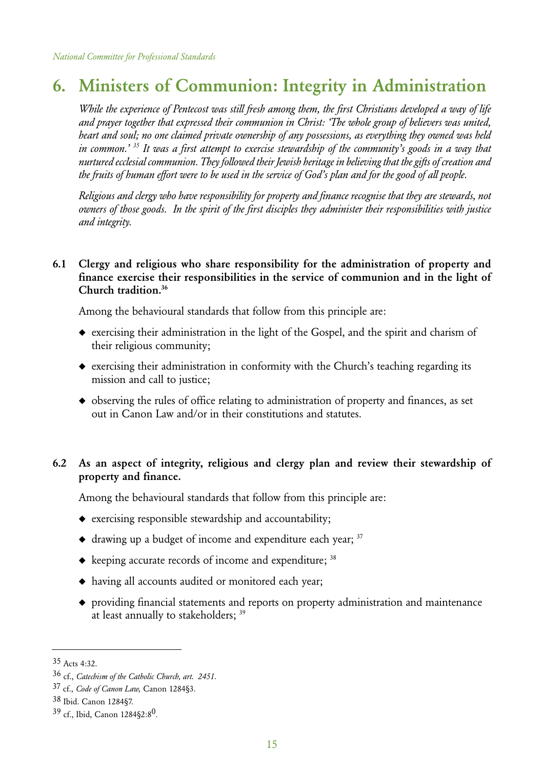## 6. Ministers of Communion: Integrity in Administration

*While the experience of Pentecost was still fresh among them, the first Christians developed a way of life and prayer together that expressed their communion in Christ: 'The whole group of believers was united, heart and soul; no one claimed private ownership of any possessions, as everything they owned was held in common.'* [35] *It was a first attempt to exercise stewardship of the community's goods in a way that nurtured ecclesial communion. They followed their Jewish heritage in believing that the gifts of creation and the fruits of human effort were to be used in the service of God's plan and for the good of all people.*

*Religious and clergy who have responsibility for property and finance recognise that they are stewards, not owners of those goods. In the spirit of the first disciples they administer their responsibilities with justice and integrity.*

**6.1 Clergy and religious who share responsibility for the administration of property and finance exercise their responsibilities in the service of communion and in the light of Church tradition.**[36]

Among the behavioural standards that follow from this principle are:

- exercising their administration in the light of the Gospel, and the spirit and charism of their religious community;
- exercising their administration in conformity with the Church's teaching regarding its mission and call to justice;
- observing the rules of office relating to administration of property and finances, as set out in Canon Law and/or in their constitutions and statutes.

**6.2 As an aspect of integrity, religious and clergy plan and review their stewardship of property and finance.**

Among the behavioural standards that follow from this principle are:

- exercising responsible stewardship and accountability;
- drawing up a budget of income and expenditure each year; [37]
- keeping accurate records of income and expenditure; [38]
- having all accounts audited or monitored each year;
- providing financial statements and reports on property administration and maintenance at least annually to stakeholders; [39]

---

[35] Acts 4:32.

[36] cf., *Catechism of the Catholic Church, art. 2451.*

[37] cf., *Code of Canon Law,* Canon 1284§3.

[38] Ibid. Canon 1284§7.

[39] cf., Ibid, Canon 1284§2:8$^0$.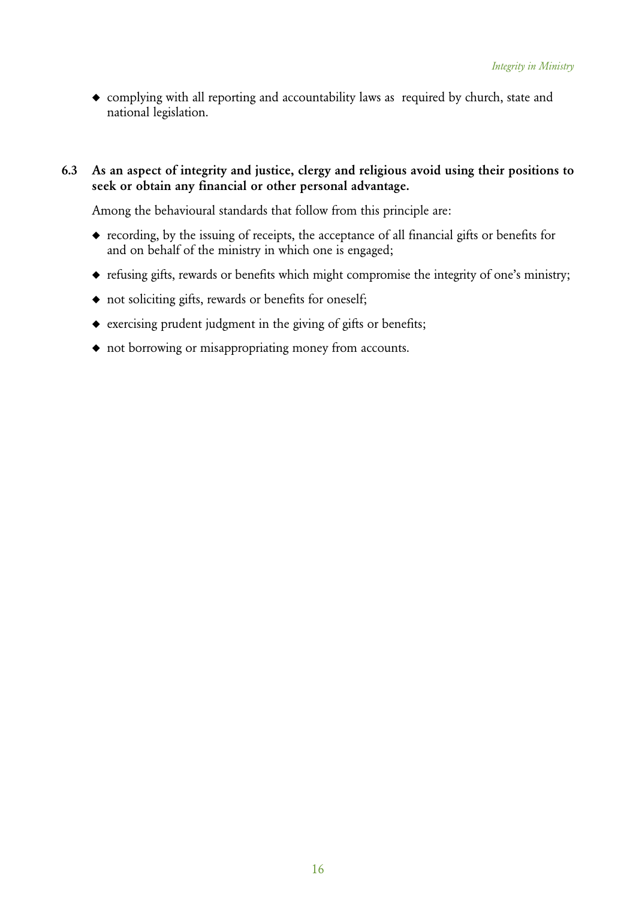- complying with all reporting and accountability laws as required by church, state and national legislation.

**6.3 As an aspect of integrity and justice, clergy and religious avoid using their positions to seek or obtain any financial or other personal advantage.**

Among the behavioural standards that follow from this principle are:

- recording, by the issuing of receipts, the acceptance of all financial gifts or benefits for and on behalf of the ministry in which one is engaged;
- refusing gifts, rewards or benefits which might compromise the integrity of one's ministry;
- not soliciting gifts, rewards or benefits for oneself;
- exercising prudent judgment in the giving of gifts or benefits;
- not borrowing or misappropriating money from accounts.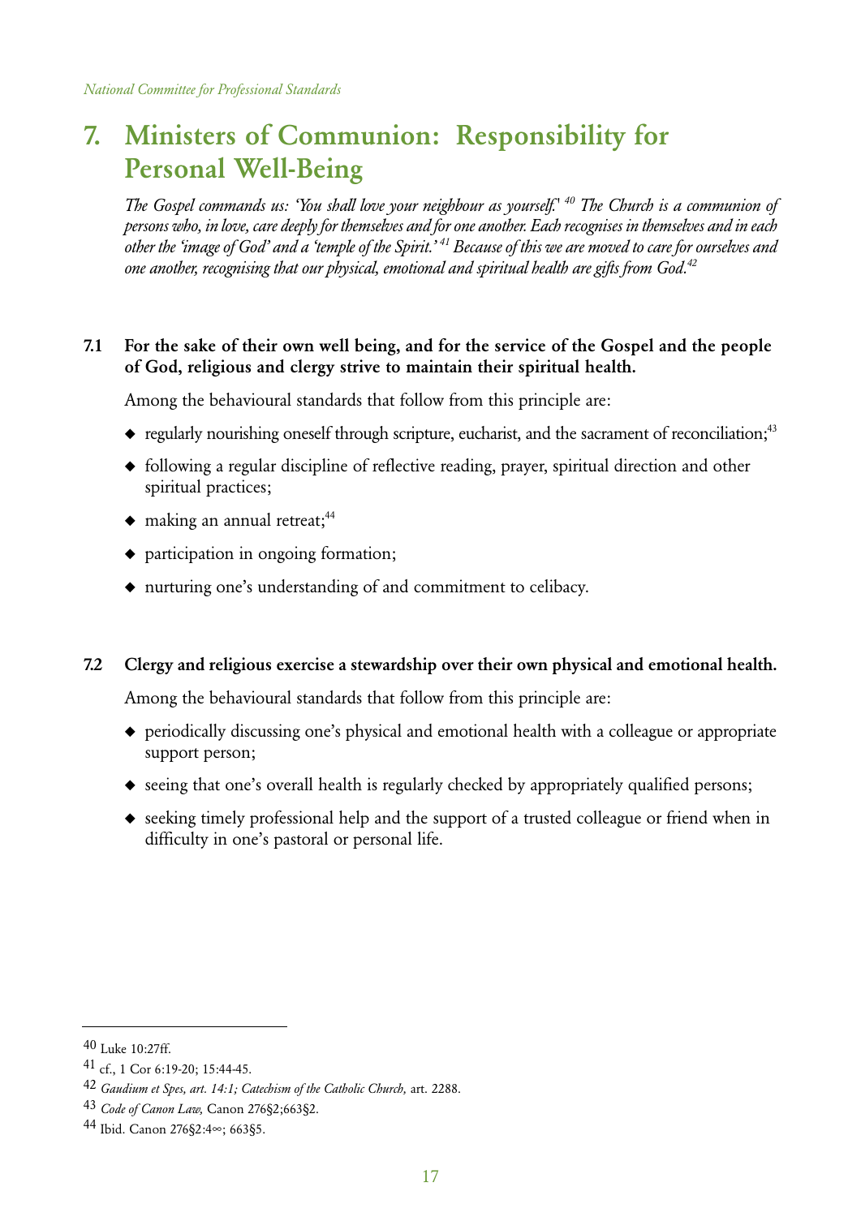# 7. Ministers of Communion: Responsibility for Personal Well-Being

*The Gospel commands us: 'You shall love your neighbour as yourself.'*[40] *The Church is a communion of persons who, in love, care deeply for themselves and for one another. Each recognises in themselves and in each other the 'image of God' and a 'temple of the Spirit.'*[41] *Because of this we are moved to care for ourselves and one another, recognising that our physical, emotional and spiritual health are gifts from God.*[42]

**7.1 For the sake of their own well being, and for the service of the Gospel and the people of God, religious and clergy strive to maintain their spiritual health.**

Among the behavioural standards that follow from this principle are:

- regularly nourishing oneself through scripture, eucharist, and the sacrament of reconciliation;[43]
- following a regular discipline of reflective reading, prayer, spiritual direction and other spiritual practices;
- making an annual retreat;[44]
- participation in ongoing formation;
- nurturing one's understanding of and commitment to celibacy.

**7.2 Clergy and religious exercise a stewardship over their own physical and emotional health.**

Among the behavioural standards that follow from this principle are:

- periodically discussing one's physical and emotional health with a colleague or appropriate support person;
- seeing that one's overall health is regularly checked by appropriately qualified persons;
- seeking timely professional help and the support of a trusted colleague or friend when in difficulty in one's pastoral or personal life.

---

40 Luke 10:27ff.

41 cf., 1 Cor 6:19-20; 15:44-45.

42 *Gaudium et Spes, art. 14:1; Catechism of the Catholic Church,* art. 2288.

43 *Code of Canon Law,* Canon 276§2;663§2.

44 Ibid. Canon 276§2:4∞; 663§5.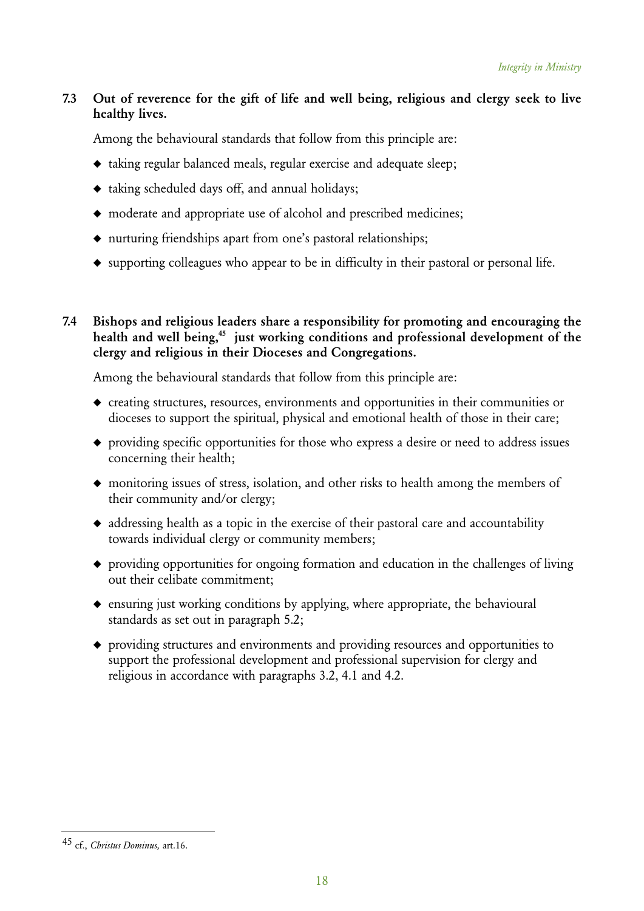**7.3 Out of reverence for the gift of life and well being, religious and clergy seek to live healthy lives.**

Among the behavioural standards that follow from this principle are:

- taking regular balanced meals, regular exercise and adequate sleep;
- taking scheduled days off, and annual holidays;
- moderate and appropriate use of alcohol and prescribed medicines;
- nurturing friendships apart from one's pastoral relationships;
- supporting colleagues who appear to be in difficulty in their pastoral or personal life.

**7.4 Bishops and religious leaders share a responsibility for promoting and encouraging the health and well being,[45] just working conditions and professional development of the clergy and religious in their Dioceses and Congregations.**

Among the behavioural standards that follow from this principle are:

- creating structures, resources, environments and opportunities in their communities or dioceses to support the spiritual, physical and emotional health of those in their care;
- providing specific opportunities for those who express a desire or need to address issues concerning their health;
- monitoring issues of stress, isolation, and other risks to health among the members of their community and/or clergy;
- addressing health as a topic in the exercise of their pastoral care and accountability towards individual clergy or community members;
- providing opportunities for ongoing formation and education in the challenges of living out their celibate commitment;
- ensuring just working conditions by applying, where appropriate, the behavioural standards as set out in paragraph 5.2;
- providing structures and environments and providing resources and opportunities to support the professional development and professional supervision for clergy and religious in accordance with paragraphs 3.2, 4.1 and 4.2.

---

45 cf., *Christus Dominus,* art.16.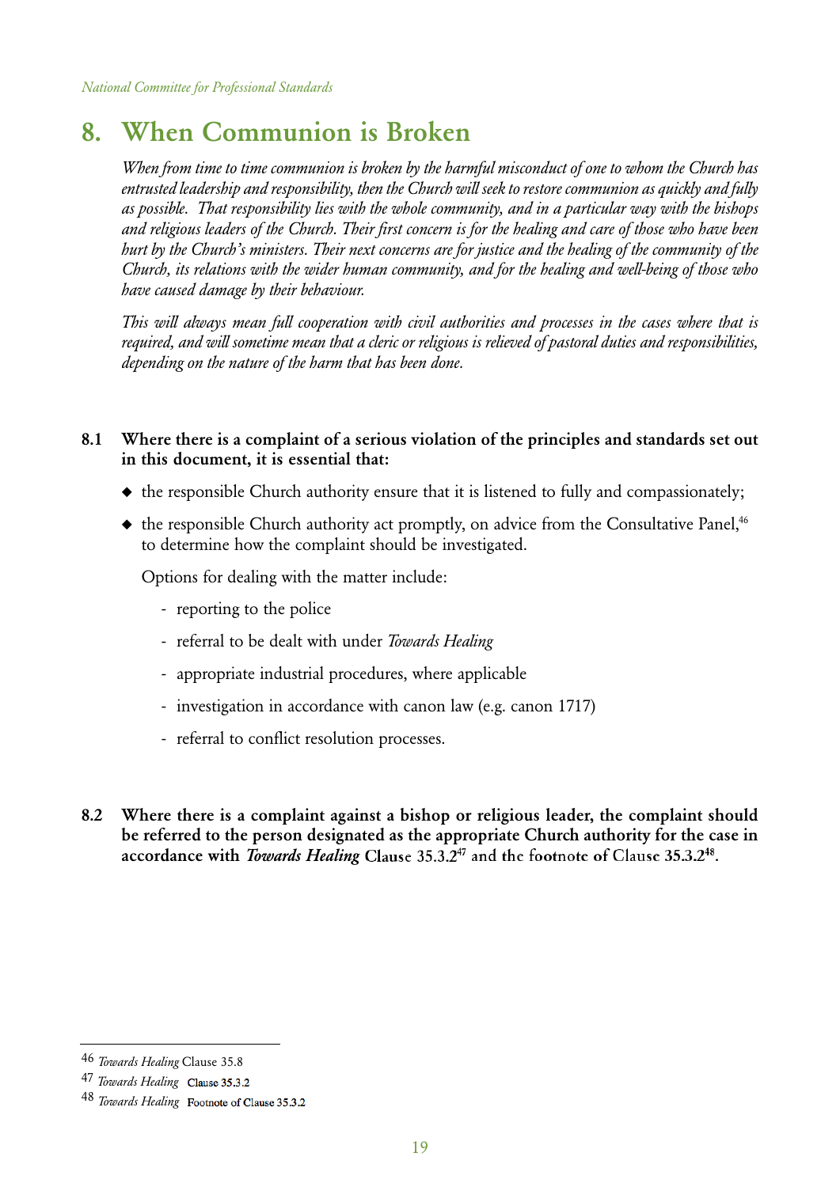# 8. When Communion is Broken

*When from time to time communion is broken by the harmful misconduct of one to whom the Church has entrusted leadership and responsibility, then the Church will seek to restore communion as quickly and fully as possible. That responsibility lies with the whole community, and in a particular way with the bishops and religious leaders of the Church. Their first concern is for the healing and care of those who have been hurt by the Church's ministers. Their next concerns are for justice and the healing of the community of the Church, its relations with the wider human community, and for the healing and well-being of those who have caused damage by their behaviour.*

*This will always mean full cooperation with civil authorities and processes in the cases where that is required, and will sometime mean that a cleric or religious is relieved of pastoral duties and responsibilities, depending on the nature of the harm that has been done.*

**8.1 Where there is a complaint of a serious violation of the principles and standards set out in this document, it is essential that:**

- the responsible Church authority ensure that it is listened to fully and compassionately;
- the responsible Church authority act promptly, on advice from the Consultative Panel,[46] to determine how the complaint should be investigated.

Options for dealing with the matter include:

- reporting to the police
- referral to be dealt with under *Towards Healing*
- appropriate industrial procedures, where applicable
- investigation in accordance with canon law (e.g. canon 1717)
- referral to conflict resolution processes.

**8.2 Where there is a complaint against a bishop or religious leader, the complaint should be referred to the person designated as the appropriate Church authority for the case in accordance with *Towards Healing* Clause 35.3.2[47] and the footnote of Clause 35.3.2[48].**

---

[46] *Towards Healing* Clause 35.8

[47] *Towards Healing* Clause 35.3.2

[48] *Towards Healing* Footnote of Clause 35.3.2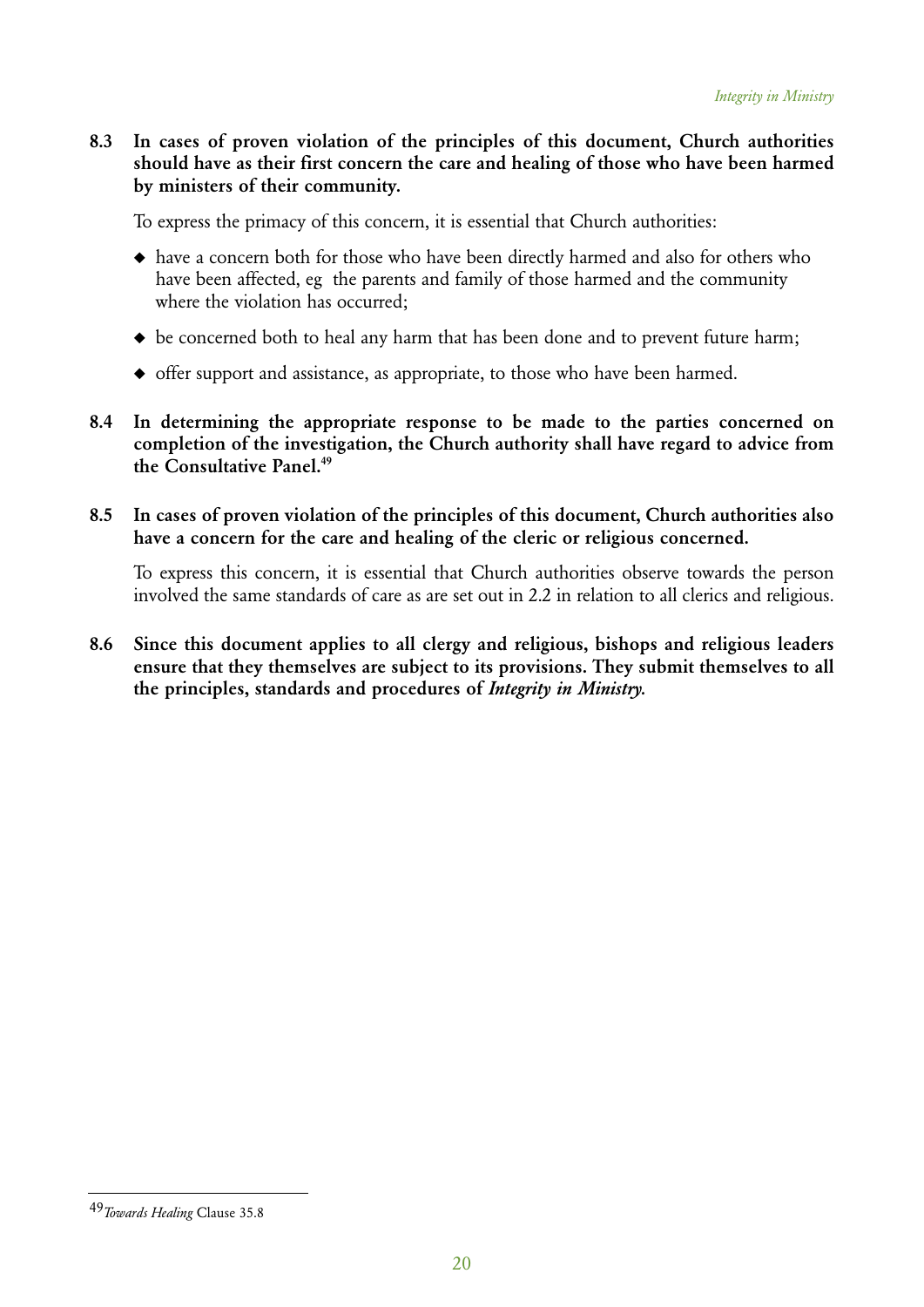**8.3 In cases of proven violation of the principles of this document, Church authorities should have as their first concern the care and healing of those who have been harmed by ministers of their community.**

To express the primacy of this concern, it is essential that Church authorities:

- have a concern both for those who have been directly harmed and also for others who have been affected, eg the parents and family of those harmed and the community where the violation has occurred;
- be concerned both to heal any harm that has been done and to prevent future harm;
- offer support and assistance, as appropriate, to those who have been harmed.

**8.4 In determining the appropriate response to be made to the parties concerned on completion of the investigation, the Church authority shall have regard to advice from the Consultative Panel.[49]**

**8.5 In cases of proven violation of the principles of this document, Church authorities also have a concern for the care and healing of the cleric or religious concerned.**

To express this concern, it is essential that Church authorities observe towards the person involved the same standards of care as are set out in 2.2 in relation to all clerics and religious.

**8.6 Since this document applies to all clergy and religious, bishops and religious leaders ensure that they themselves are subject to its provisions. They submit themselves to all the principles, standards and procedures of *Integrity in Ministry.***

---

[49] *Towards Healing* Clause 35.8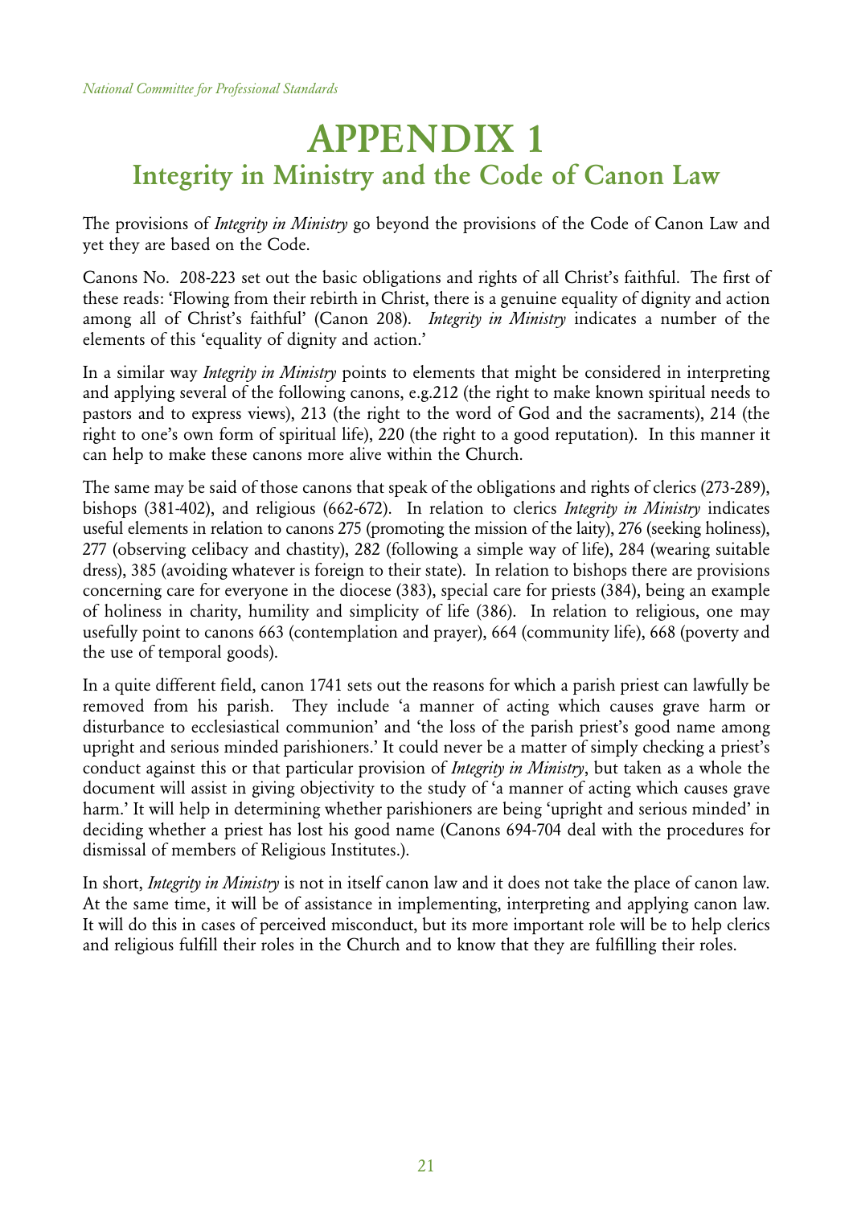# APPENDIX 1

## Integrity in Ministry and the Code of Canon Law

The provisions of *Integrity in Ministry* go beyond the provisions of the Code of Canon Law and yet they are based on the Code.

Canons No. 208-223 set out the basic obligations and rights of all Christ's faithful. The first of these reads: 'Flowing from their rebirth in Christ, there is a genuine equality of dignity and action among all of Christ's faithful' (Canon 208). *Integrity in Ministry* indicates a number of the elements of this 'equality of dignity and action.'

In a similar way *Integrity in Ministry* points to elements that might be considered in interpreting and applying several of the following canons, e.g.212 (the right to make known spiritual needs to pastors and to express views), 213 (the right to the word of God and the sacraments), 214 (the right to one's own form of spiritual life), 220 (the right to a good reputation). In this manner it can help to make these canons more alive within the Church.

The same may be said of those canons that speak of the obligations and rights of clerics (273-289), bishops (381-402), and religious (662-672). In relation to clerics *Integrity in Ministry* indicates useful elements in relation to canons 275 (promoting the mission of the laity), 276 (seeking holiness), 277 (observing celibacy and chastity), 282 (following a simple way of life), 284 (wearing suitable dress), 385 (avoiding whatever is foreign to their state). In relation to bishops there are provisions concerning care for everyone in the diocese (383), special care for priests (384), being an example of holiness in charity, humility and simplicity of life (386). In relation to religious, one may usefully point to canons 663 (contemplation and prayer), 664 (community life), 668 (poverty and the use of temporal goods).

In a quite different field, canon 1741 sets out the reasons for which a parish priest can lawfully be removed from his parish. They include 'a manner of acting which causes grave harm or disturbance to ecclesiastical communion' and 'the loss of the parish priest's good name among upright and serious minded parishioners.' It could never be a matter of simply checking a priest's conduct against this or that particular provision of *Integrity in Ministry*, but taken as a whole the document will assist in giving objectivity to the study of 'a manner of acting which causes grave harm.' It will help in determining whether parishioners are being 'upright and serious minded' in deciding whether a priest has lost his good name (Canons 694-704 deal with the procedures for dismissal of members of Religious Institutes.).

In short, *Integrity in Ministry* is not in itself canon law and it does not take the place of canon law. At the same time, it will be of assistance in implementing, interpreting and applying canon law. It will do this in cases of perceived misconduct, but its more important role will be to help clerics and religious fulfill their roles in the Church and to know that they are fulfilling their roles.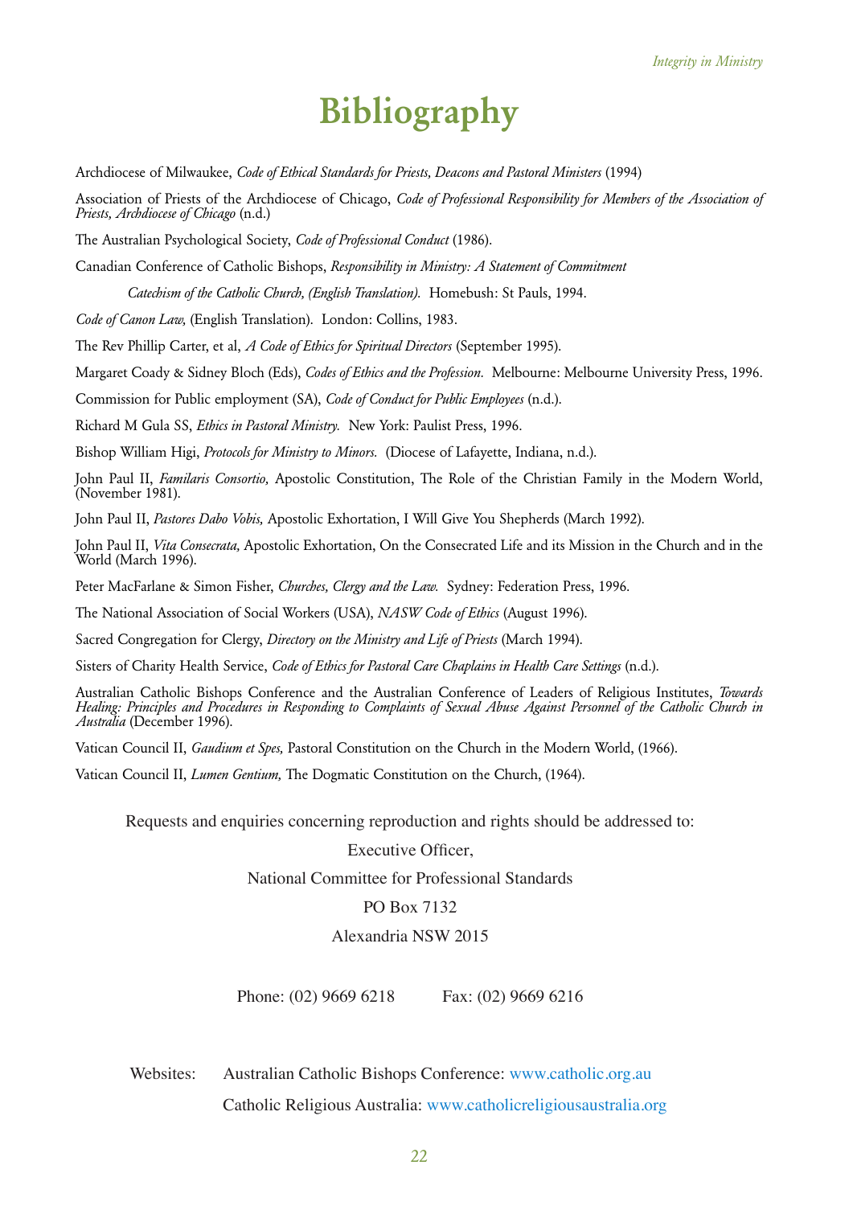# Bibliography

Archdiocese of Milwaukee, *Code of Ethical Standards for Priests, Deacons and Pastoral Ministers* (1994)

Association of Priests of the Archdiocese of Chicago, *Code of Professional Responsibility for Members of the Association of Priests, Archdiocese of Chicago* (n.d.)

The Australian Psychological Society, *Code of Professional Conduct* (1986).

Canadian Conference of Catholic Bishops, *Responsibility in Ministry: A Statement of Commitment*

*Catechism of the Catholic Church, (English Translation).* Homebush: St Pauls, 1994.

*Code of Canon Law,* (English Translation). London: Collins, 1983.

The Rev Phillip Carter, et al, *A Code of Ethics for Spiritual Directors* (September 1995).

Margaret Coady & Sidney Bloch (Eds), *Codes of Ethics and the Profession.* Melbourne: Melbourne University Press, 1996.

Commission for Public employment (SA), *Code of Conduct for Public Employees* (n.d.).

Richard M Gula SS, *Ethics in Pastoral Ministry.* New York: Paulist Press, 1996.

Bishop William Higi, *Protocols for Ministry to Minors.* (Diocese of Lafayette, Indiana, n.d.).

John Paul II, *Familaris Consortio,* Apostolic Constitution, The Role of the Christian Family in the Modern World, (November 1981).

John Paul II, *Pastores Dabo Vobis,* Apostolic Exhortation, I Will Give You Shepherds (March 1992).

John Paul II, *Vita Consecrata,* Apostolic Exhortation, On the Consecrated Life and its Mission in the Church and in the World (March 1996).

Peter MacFarlane & Simon Fisher, *Churches, Clergy and the Law.* Sydney: Federation Press, 1996.

The National Association of Social Workers (USA), *NASW Code of Ethics* (August 1996).

Sacred Congregation for Clergy, *Directory on the Ministry and Life of Priests* (March 1994).

Sisters of Charity Health Service, *Code of Ethics for Pastoral Care Chaplains in Health Care Settings* (n.d.).

Australian Catholic Bishops Conference and the Australian Conference of Leaders of Religious Institutes, *Towards Healing: Principles and Procedures in Responding to Complaints of Sexual Abuse Against Personnel of the Catholic Church in Australia* (December 1996).

Vatican Council II, *Gaudium et Spes,* Pastoral Constitution on the Church in the Modern World, (1966).

Vatican Council II, *Lumen Gentium,* The Dogmatic Constitution on the Church, (1964).

Requests and enquiries concerning reproduction and rights should be addressed to:

Executive Officer,

National Committee for Professional Standards

PO Box 7132

Alexandria NSW 2015

Phone: (02) 9669 6218    Fax: (02) 9669 6216

Websites: Australian Catholic Bishops Conference: www.catholic.org.au

Catholic Religious Australia: www.catholicreligiousaustralia.org